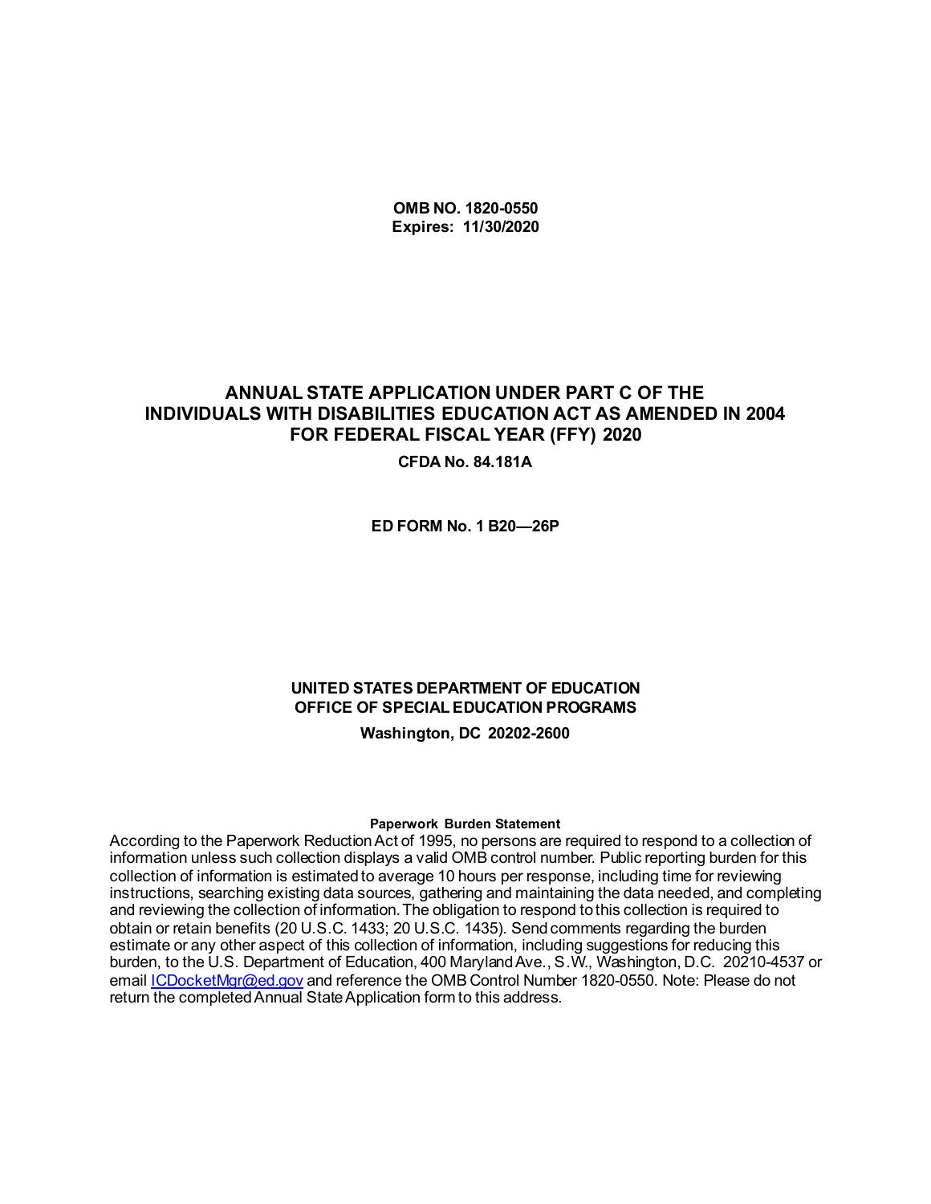**OMB NO. 1820-0550**
**Expires: 11/30/2020**

# ANNUAL STATE APPLICATION UNDER PART C OF THE INDIVIDUALS WITH DISABILITIES EDUCATION ACT AS AMENDED IN 2004 FOR FEDERAL FISCAL YEAR (FFY) 2020

**CFDA No. 84.181A**

**ED FORM No. 1 B20—26P**

**UNITED STATES DEPARTMENT OF EDUCATION**
**OFFICE OF SPECIAL EDUCATION PROGRAMS**

**Washington, DC 20202-2600**

**Paperwork Burden Statement**

According to the Paperwork Reduction Act of 1995, no persons are required to respond to a collection of information unless such collection displays a valid OMB control number. Public reporting burden for this collection of information is estimated to average 10 hours per response, including time for reviewing instructions, searching existing data sources, gathering and maintaining the data needed, and completing and reviewing the collection of information. The obligation to respond to this collection is required to obtain or retain benefits (20 U.S.C. 1433; 20 U.S.C. 1435). Send comments regarding the burden estimate or any other aspect of this collection of information, including suggestions for reducing this burden, to the U.S. Department of Education, 400 Maryland Ave., S.W., Washington, D.C. 20210-4537 or email ICDocketMgr@ed.gov and reference the OMB Control Number 1820-0550. Note: Please do not return the completed Annual State Application form to this address.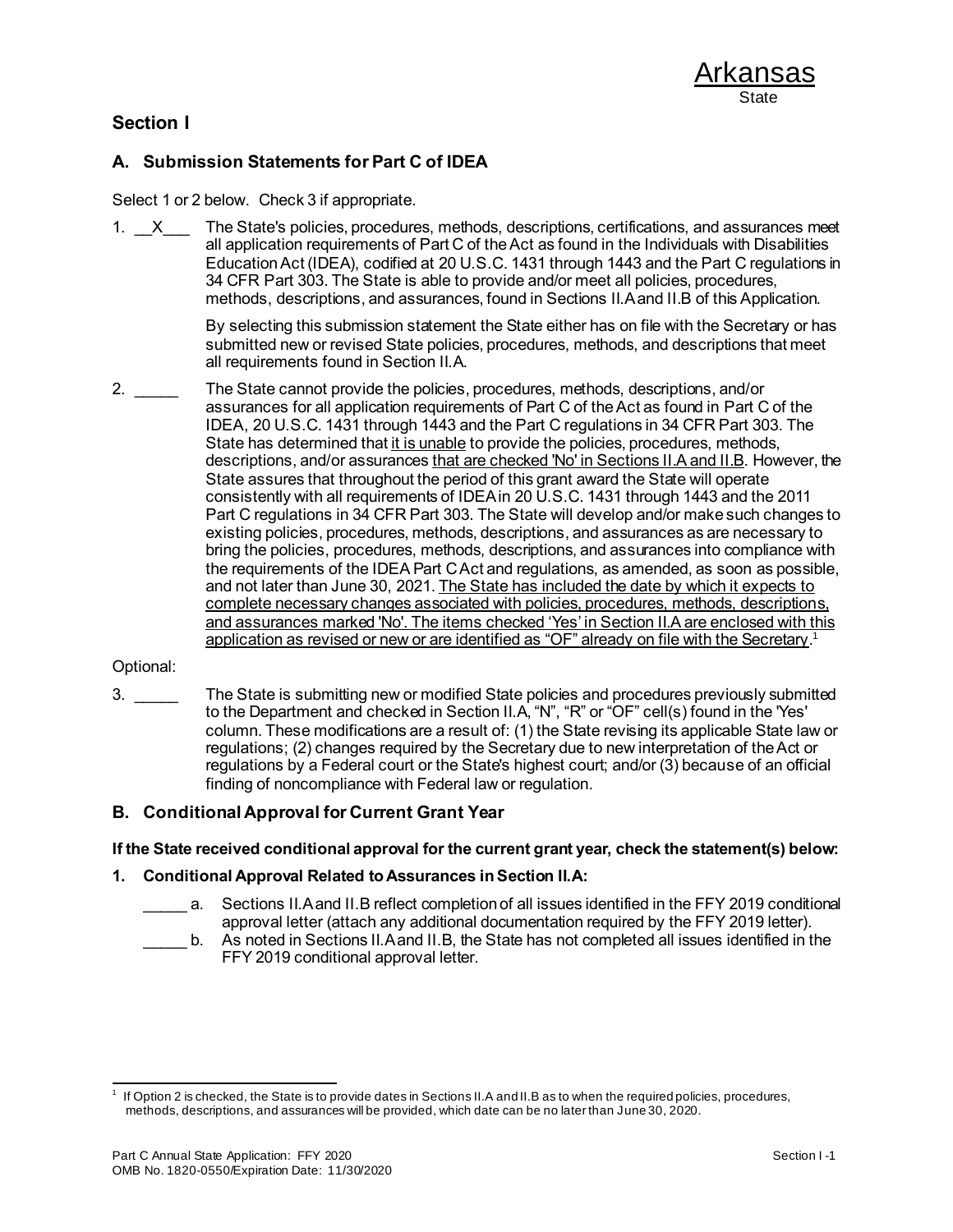Arkansas
State

## Section I

### A. Submission Statements for Part C of IDEA

Select 1 or 2 below. Check 3 if appropriate.

1. \_\_X\_\_\_ The State's policies, procedures, methods, descriptions, certifications, and assurances meet all application requirements of Part C of the Act as found in the Individuals with Disabilities Education Act (IDEA), codified at 20 U.S.C. 1431 through 1443 and the Part C regulations in 34 CFR Part 303. The State is able to provide and/or meet all policies, procedures, methods, descriptions, and assurances, found in Sections II.A and II.B of this Application.

   By selecting this submission statement the State either has on file with the Secretary or has submitted new or revised State policies, procedures, methods, and descriptions that meet all requirements found in Section II.A.

2. \_\_\_\_\_ The State cannot provide the policies, procedures, methods, descriptions, and/or assurances for all application requirements of Part C of the Act as found in Part C of the IDEA, 20 U.S.C. 1431 through 1443 and the Part C regulations in 34 CFR Part 303. The State has determined that <u>it is unable</u> to provide the policies, procedures, methods, descriptions, and/or assurances <u>that are checked 'No' in Sections II.A and II.B</u>. However, the State assures that throughout the period of this grant award the State will operate consistently with all requirements of IDEA in 20 U.S.C. 1431 through 1443 and the 2011 Part C regulations in 34 CFR Part 303. The State will develop and/or make such changes to existing policies, procedures, methods, descriptions, and assurances as are necessary to bring the policies, procedures, methods, descriptions, and assurances into compliance with the requirements of the IDEA Part C Act and regulations, as amended, as soon as possible, and not later than June 30, 2021. <u>The State has included the date by which it expects to complete necessary changes associated with policies, procedures, methods, descriptions, and assurances marked 'No'. The items checked 'Yes' in Section II.A are enclosed with this application as revised or new or are identified as "OF" already on file with the Secretary</u>.[1]

Optional:

3. \_\_\_\_\_ The State is submitting new or modified State policies and procedures previously submitted to the Department and checked in Section II.A, "N", "R" or "OF" cell(s) found in the 'Yes' column. These modifications are a result of: (1) the State revising its applicable State law or regulations; (2) changes required by the Secretary due to new interpretation of the Act or regulations by a Federal court or the State's highest court; and/or (3) because of an official finding of noncompliance with Federal law or regulation.

### B. Conditional Approval for Current Grant Year

**If the State received conditional approval for the current grant year, check the statement(s) below:**

**1. Conditional Approval Related to Assurances in Section II.A:**

\_\_\_\_\_ a. Sections II.A and II.B reflect completion of all issues identified in the FFY 2019 conditional approval letter (attach any additional documentation required by the FFY 2019 letter).

\_\_\_\_\_ b. As noted in Sections II.A and II.B, the State has not completed all issues identified in the FFY 2019 conditional approval letter.

---

[1] If Option 2 is checked, the State is to provide dates in Sections II.A and II.B as to when the required policies, procedures, methods, descriptions, and assurances will be provided, which date can be no later than June 30, 2020.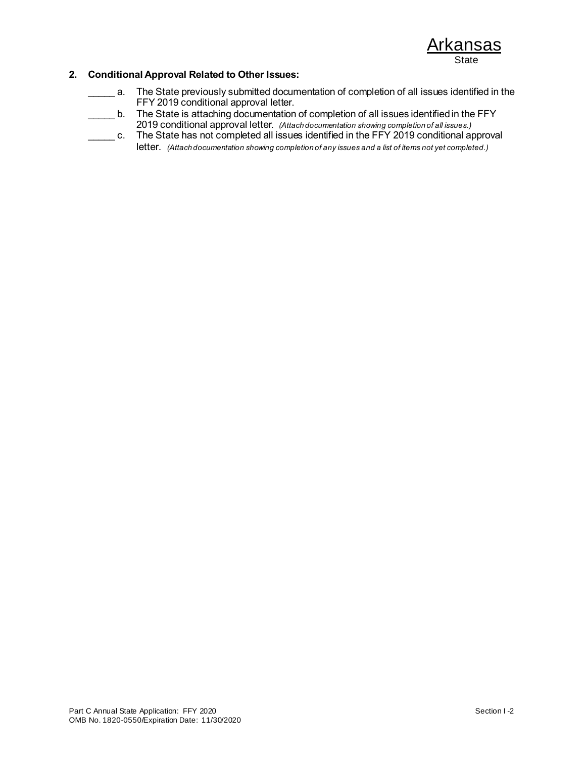Arkansas
State

**2. Conditional Approval Related to Other Issues:**

_____ a. The State previously submitted documentation of completion of all issues identified in the FFY 2019 conditional approval letter.

_____ b. The State is attaching documentation of completion of all issues identified in the FFY 2019 conditional approval letter. *(Attach documentation showing completion of all issues.)*

_____ c. The State has not completed all issues identified in the FFY 2019 conditional approval letter. *(Attach documentation showing completion of any issues and a list of items not yet completed.)*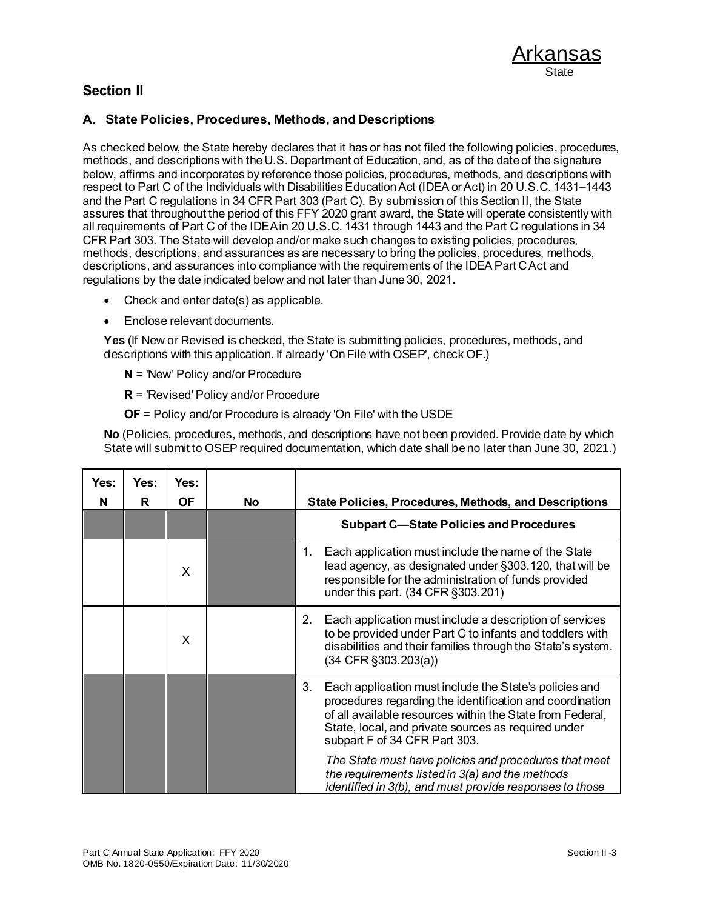Arkansas
State

## Section II

### A. State Policies, Procedures, Methods, and Descriptions

As checked below, the State hereby declares that it has or has not filed the following policies, procedures, methods, and descriptions with the U.S. Department of Education, and, as of the date of the signature below, affirms and incorporates by reference those policies, procedures, methods, and descriptions with respect to Part C of the Individuals with Disabilities Education Act (IDEA or Act) in 20 U.S.C. 1431–1443 and the Part C regulations in 34 CFR Part 303 (Part C). By submission of this Section II, the State assures that throughout the period of this FFY 2020 grant award, the State will operate consistently with all requirements of Part C of the IDEA in 20 U.S.C. 1431 through 1443 and the Part C regulations in 34 CFR Part 303. The State will develop and/or make such changes to existing policies, procedures, methods, descriptions, and assurances as are necessary to bring the policies, procedures, methods, descriptions, and assurances into compliance with the requirements of the IDEA Part C Act and regulations by the date indicated below and not later than June 30, 2021.

- Check and enter date(s) as applicable.
- Enclose relevant documents.

**Yes** (If New or Revised is checked, the State is submitting policies, procedures, methods, and descriptions with this application. If already 'On File with OSEP', check OF.)

**N** = 'New' Policy and/or Procedure

**R** = 'Revised' Policy and/or Procedure

**OF** = Policy and/or Procedure is already 'On File' with the USDE

**No** (Policies, procedures, methods, and descriptions have not been provided. Provide date by which State will submit to OSEP required documentation, which date shall be no later than June 30, 2021.)

| Yes: N | Yes: R | Yes: OF | No | State Policies, Procedures, Methods, and Descriptions |
|---|---|---|---|---|
| | | | | **Subpart C—State Policies and Procedures** |
| | | X | | 1. Each application must include the name of the State lead agency, as designated under §303.120, that will be responsible for the administration of funds provided under this part. (34 CFR §303.201) |
| | | X | | 2. Each application must include a description of services to be provided under Part C to infants and toddlers with disabilities and their families through the State's system. (34 CFR §303.203(a)) |
| | | | | 3. Each application must include the State's policies and procedures regarding the identification and coordination of all available resources within the State from Federal, State, local, and private sources as required under subpart F of 34 CFR Part 303.<br><br>*The State must have policies and procedures that meet the requirements listed in 3(a) and the methods identified in 3(b), and must provide responses to those* |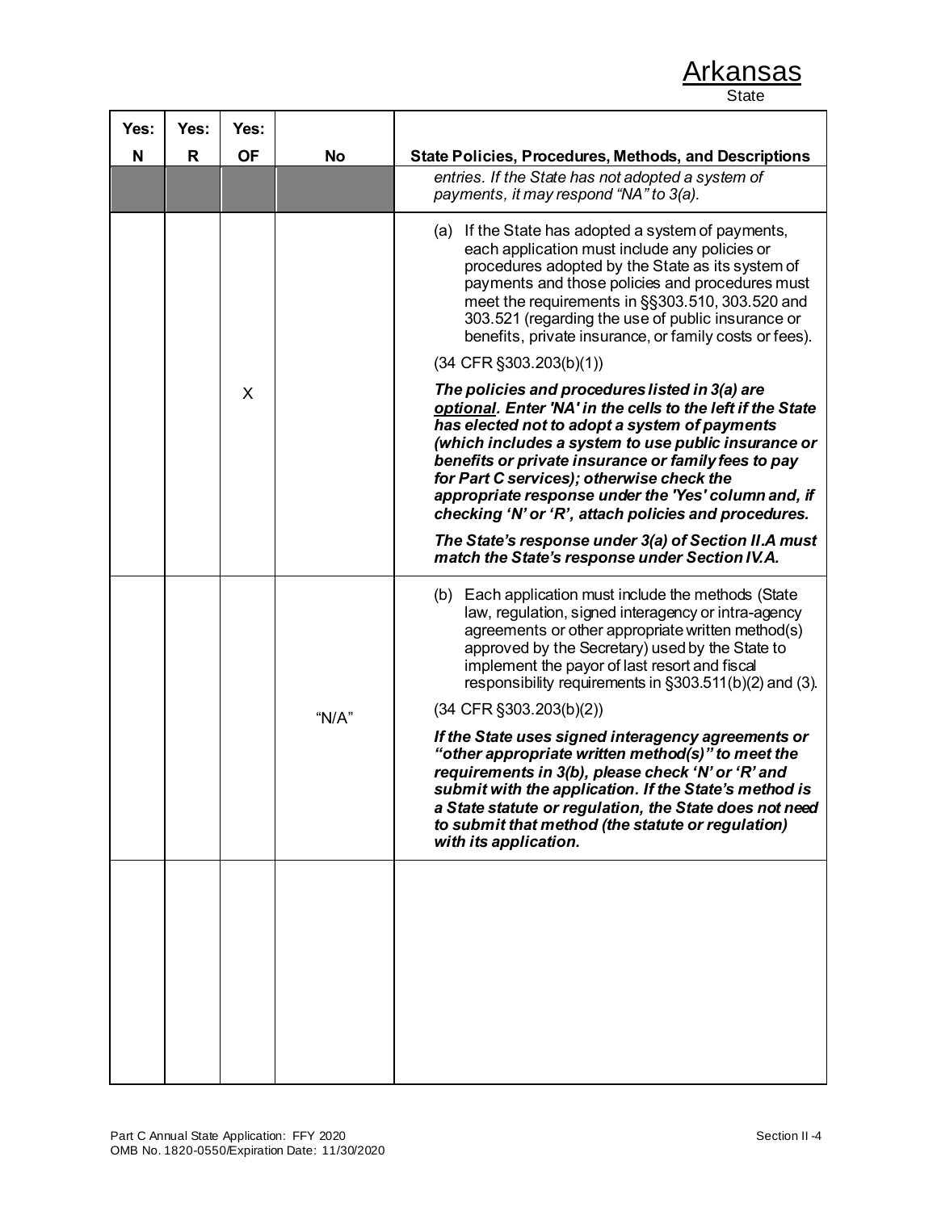Arkansas
State

| Yes: N | Yes: R | Yes: OF | No | State Policies, Procedures, Methods, and Descriptions |
|---|---|---|---|---|
| | | | | *entries. If the State has not adopted a system of payments, it may respond "NA" to 3(a).* |
| | | X | | (a) If the State has adopted a system of payments, each application must include any policies or procedures adopted by the State as its system of payments and those policies and procedures must meet the requirements in §§303.510, 303.520 and 303.521 (regarding the use of public insurance or benefits, private insurance, or family costs or fees).<br><br>(34 CFR §303.203(b)(1))<br><br>***The policies and procedures listed in 3(a) are optional. Enter 'NA' in the cells to the left if the State has elected not to adopt a system of payments (which includes a system to use public insurance or benefits or private insurance or family fees to pay for Part C services); otherwise check the appropriate response under the 'Yes' column and, if checking 'N' or 'R', attach policies and procedures.***<br><br>***The State's response under 3(a) of Section II.A must match the State's response under Section IV.A.*** |
| | | | "N/A" | (b) Each application must include the methods (State law, regulation, signed interagency or intra-agency agreements or other appropriate written method(s) approved by the Secretary) used by the State to implement the payor of last resort and fiscal responsibility requirements in §303.511(b)(2) and (3).<br><br>(34 CFR §303.203(b)(2))<br><br>***If the State uses signed interagency agreements or "other appropriate written method(s)" to meet the requirements in 3(b), please check 'N' or 'R' and submit with the application. If the State's method is a State statute or regulation, the State does not need to submit that method (the statute or regulation) with its application.*** |
| | | | | |

Part C Annual State Application: FFY 2020
OMB No. 1820-0550/Expiration Date: 11/30/2020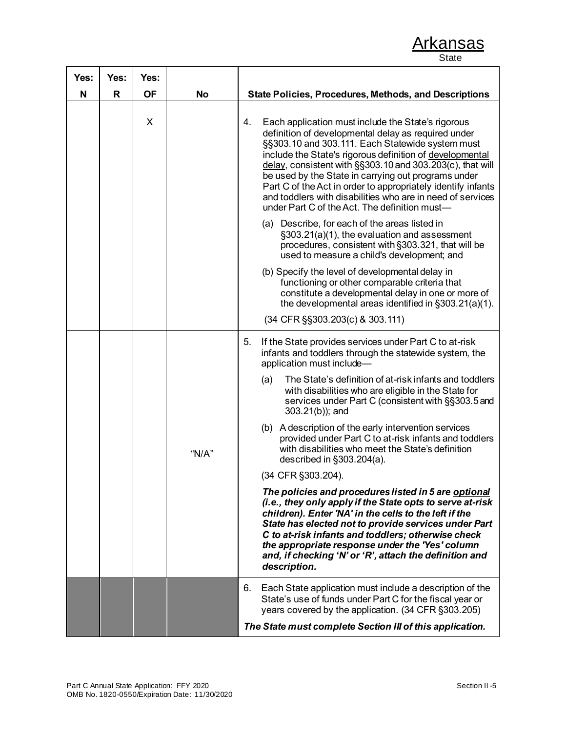# Arkansas

State

| Yes: N | Yes: R | Yes: OF | No | State Policies, Procedures, Methods, and Descriptions |
|---|---|---|---|---|
| | | X | | 4. Each application must include the State's rigorous definition of developmental delay as required under §§303.10 and 303.111. Each Statewide system must include the State's rigorous definition of developmental delay, consistent with §§303.10 and 303.203(c), that will be used by the State in carrying out programs under Part C of the Act in order to appropriately identify infants and toddlers with disabilities who are in need of services under Part C of the Act. The definition must—<br><br>(a) Describe, for each of the areas listed in §303.21(a)(1), the evaluation and assessment procedures, consistent with §303.321, that will be used to measure a child's development; and<br><br>(b) Specify the level of developmental delay in functioning or other comparable criteria that constitute a developmental delay in one or more of the developmental areas identified in §303.21(a)(1).<br><br>(34 CFR §§303.203(c) & 303.111) |
| | | | "N/A" | 5. If the State provides services under Part C to at-risk infants and toddlers through the statewide system, the application must include—<br><br>(a) The State's definition of at-risk infants and toddlers with disabilities who are eligible in the State for services under Part C (consistent with §§303.5 and 303.21(b)); and<br><br>(b) A description of the early intervention services provided under Part C to at-risk infants and toddlers with disabilities who meet the State's definition described in §303.204(a).<br><br>(34 CFR §303.204).<br><br>***The policies and procedures listed in 5 are optional (i.e., they only apply if the State opts to serve at-risk children). Enter 'NA' in the cells to the left if the State has elected not to provide services under Part C to at-risk infants and toddlers; otherwise check the appropriate response under the 'Yes' column and, if checking 'N' or 'R', attach the definition and description.*** |
| | | | | 6. Each State application must include a description of the State's use of funds under Part C for the fiscal year or years covered by the application. (34 CFR §303.205)<br><br>***The State must complete Section III of this application.*** |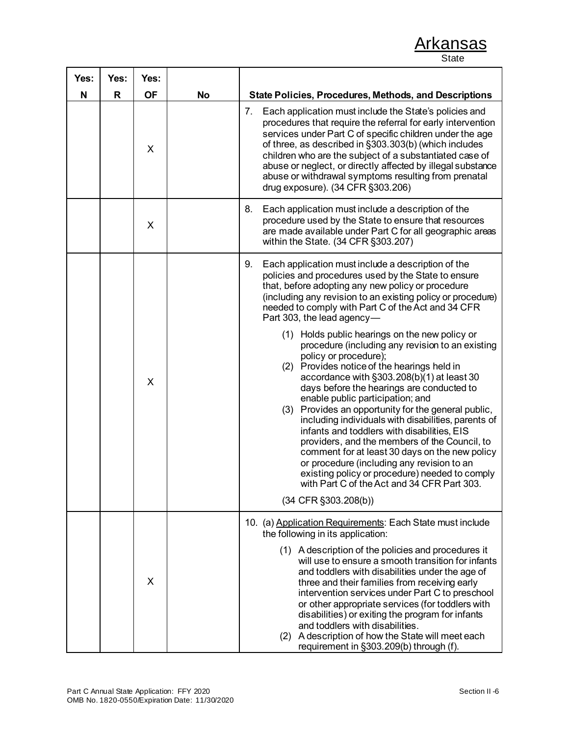Arkansas
State

| Yes: N | Yes: R | Yes: OF | No | State Policies, Procedures, Methods, and Descriptions |
|---|---|---|---|---|
| | | X | | 7. Each application must include the State's policies and procedures that require the referral for early intervention services under Part C of specific children under the age of three, as described in §303.303(b) (which includes children who are the subject of a substantiated case of abuse or neglect, or directly affected by illegal substance abuse or withdrawal symptoms resulting from prenatal drug exposure). (34 CFR §303.206) |
| | | X | | 8. Each application must include a description of the procedure used by the State to ensure that resources are made available under Part C for all geographic areas within the State. (34 CFR §303.207) |
| | | X | | 9. Each application must include a description of the policies and procedures used by the State to ensure that, before adopting any new policy or procedure (including any revision to an existing policy or procedure) needed to comply with Part C of the Act and 34 CFR Part 303, the lead agency— (1) Holds public hearings on the new policy or procedure (including any revision to an existing policy or procedure); (2) Provides notice of the hearings held in accordance with §303.208(b)(1) at least 30 days before the hearings are conducted to enable public participation; and (3) Provides an opportunity for the general public, including individuals with disabilities, parents of infants and toddlers with disabilities, EIS providers, and the members of the Council, to comment for at least 30 days on the new policy or procedure (including any revision to an existing policy or procedure) needed to comply with Part C of the Act and 34 CFR Part 303. (34 CFR §303.208(b)) |
| | | X | | 10. (a) Application Requirements: Each State must include the following in its application: (1) A description of the policies and procedures it will use to ensure a smooth transition for infants and toddlers with disabilities under the age of three and their families from receiving early intervention services under Part C to preschool or other appropriate services (for toddlers with disabilities) or exiting the program for infants and toddlers with disabilities. (2) A description of how the State will meet each requirement in §303.209(b) through (f). |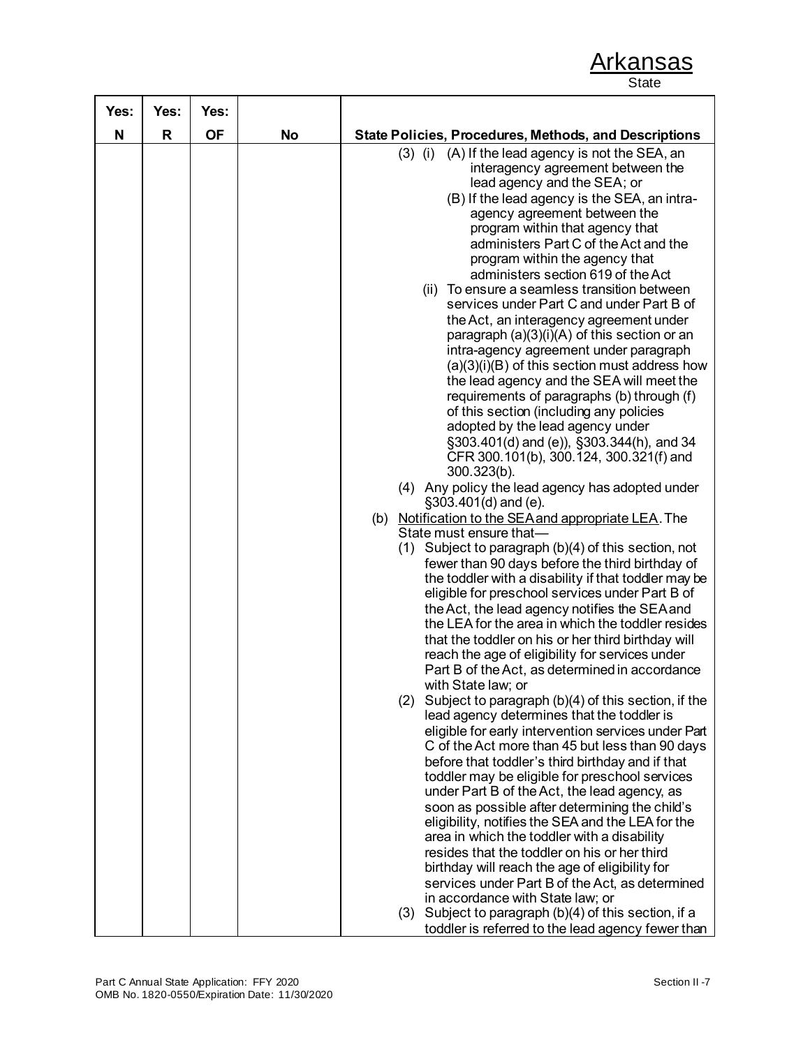Arkansas

State

| Yes: N | Yes: R | Yes: OF | No | State Policies, Procedures, Methods, and Descriptions |
|---|---|---|---|---|
| | | | | (3) (i) (A) If the lead agency is not the SEA, an interagency agreement between the lead agency and the SEA; or<br>(B) If the lead agency is the SEA, an intra-agency agreement between the program within that agency that administers Part C of the Act and the program within the agency that administers section 619 of the Act<br>(ii) To ensure a seamless transition between services under Part C and under Part B of the Act, an interagency agreement under paragraph (a)(3)(i)(A) of this section or an intra-agency agreement under paragraph (a)(3)(i)(B) of this section must address how the lead agency and the SEA will meet the requirements of paragraphs (b) through (f) of this section (including any policies adopted by the lead agency under §303.401(d) and (e)), §303.344(h), and 34 CFR 300.101(b), 300.124, 300.321(f) and 300.323(b).<br>(4) Any policy the lead agency has adopted under §303.401(d) and (e).<br>(b) Notification to the SEA and appropriate LEA. The State must ensure that—<br>(1) Subject to paragraph (b)(4) of this section, not fewer than 90 days before the third birthday of the toddler with a disability if that toddler may be eligible for preschool services under Part B of the Act, the lead agency notifies the SEA and the LEA for the area in which the toddler resides that the toddler on his or her third birthday will reach the age of eligibility for services under Part B of the Act, as determined in accordance with State law; or<br>(2) Subject to paragraph (b)(4) of this section, if the lead agency determines that the toddler is eligible for early intervention services under Part C of the Act more than 45 but less than 90 days before that toddler's third birthday and if that toddler may be eligible for preschool services under Part B of the Act, the lead agency, as soon as possible after determining the child's eligibility, notifies the SEA and the LEA for the area in which the toddler with a disability resides that the toddler on his or her third birthday will reach the age of eligibility for services under Part B of the Act, as determined in accordance with State law; or<br>(3) Subject to paragraph (b)(4) of this section, if a toddler is referred to the lead agency fewer than |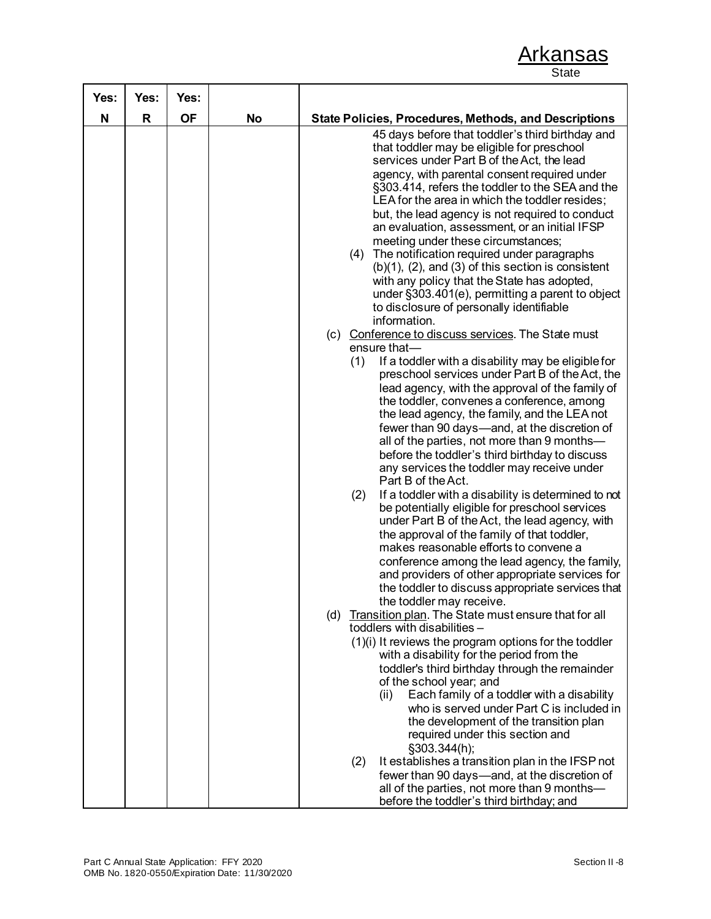Arkansas

State

| Yes: N | Yes: R | Yes: OF | No | State Policies, Procedures, Methods, and Descriptions |
|---|---|---|---|---|
| | | | | 45 days before that toddler's third birthday and that toddler may be eligible for preschool services under Part B of the Act, the lead agency, with parental consent required under §303.414, refers the toddler to the SEA and the LEA for the area in which the toddler resides; but, the lead agency is not required to conduct an evaluation, assessment, or an initial IFSP meeting under these circumstances;<br>(4) The notification required under paragraphs (b)(1), (2), and (3) of this section is consistent with any policy that the State has adopted, under §303.401(e), permitting a parent to object to disclosure of personally identifiable information.<br>(c) Conference to discuss services. The State must ensure that—<br>(1) If a toddler with a disability may be eligible for preschool services under Part B of the Act, the lead agency, with the approval of the family of the toddler, convenes a conference, among the lead agency, the family, and the LEA not fewer than 90 days—and, at the discretion of all of the parties, not more than 9 months—before the toddler's third birthday to discuss any services the toddler may receive under Part B of the Act.<br>(2) If a toddler with a disability is determined to not be potentially eligible for preschool services under Part B of the Act, the lead agency, with the approval of the family of that toddler, makes reasonable efforts to convene a conference among the lead agency, the family, and providers of other appropriate services for the toddler to discuss appropriate services that the toddler may receive.<br>(d) Transition plan. The State must ensure that for all toddlers with disabilities –<br>(1)(i) It reviews the program options for the toddler with a disability for the period from the toddler's third birthday through the remainder of the school year; and<br>(ii) Each family of a toddler with a disability who is served under Part C is included in the development of the transition plan required under this section and §303.344(h);<br>(2) It establishes a transition plan in the IFSP not fewer than 90 days—and, at the discretion of all of the parties, not more than 9 months—before the toddler's third birthday; and |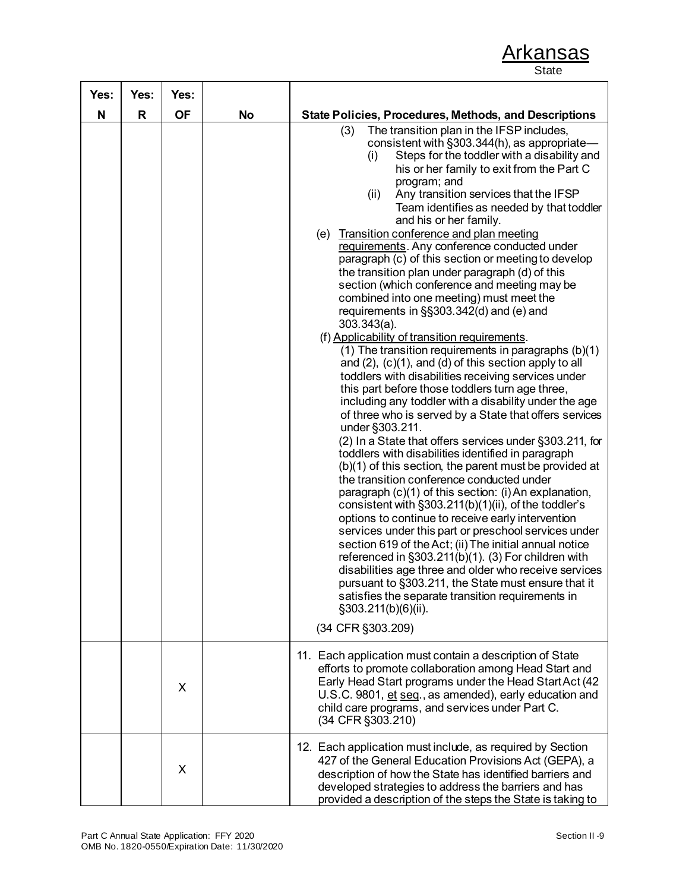Arkansas
State

| Yes: N | Yes: R | Yes: OF | No | State Policies, Procedures, Methods, and Descriptions |
|---|---|---|---|---|
| | | | | (3) The transition plan in the IFSP includes, consistent with §303.344(h), as appropriate— (i) Steps for the toddler with a disability and his or her family to exit from the Part C program; and (ii) Any transition services that the IFSP Team identifies as needed by that toddler and his or her family. (e) <u>Transition conference and plan meeting requirements</u>. Any conference conducted under paragraph (c) of this section or meeting to develop the transition plan under paragraph (d) of this section (which conference and meeting may be combined into one meeting) must meet the requirements in §§303.342(d) and (e) and 303.343(a). (f) <u>Applicability of transition requirements</u>. (1) The transition requirements in paragraphs (b)(1) and (2), (c)(1), and (d) of this section apply to all toddlers with disabilities receiving services under this part before those toddlers turn age three, including any toddler with a disability under the age of three who is served by a State that offers services under §303.211. (2) In a State that offers services under §303.211, for toddlers with disabilities identified in paragraph (b)(1) of this section, the parent must be provided at the transition conference conducted under paragraph (c)(1) of this section: (i) An explanation, consistent with §303.211(b)(1)(ii), of the toddler's options to continue to receive early intervention services under this part or preschool services under section 619 of the Act; (ii) The initial annual notice referenced in §303.211(b)(1). (3) For children with disabilities age three and older who receive services pursuant to §303.211, the State must ensure that it satisfies the separate transition requirements in §303.211(b)(6)(ii). (34 CFR §303.209) |
| | | X | | 11. Each application must contain a description of State efforts to promote collaboration among Head Start and Early Head Start programs under the Head Start Act (42 U.S.C. 9801, <u>et seq</u>., as amended), early education and child care programs, and services under Part C. (34 CFR §303.210) |
| | | X | | 12. Each application must include, as required by Section 427 of the General Education Provisions Act (GEPA), a description of how the State has identified barriers and developed strategies to address the barriers and has provided a description of the steps the State is taking to |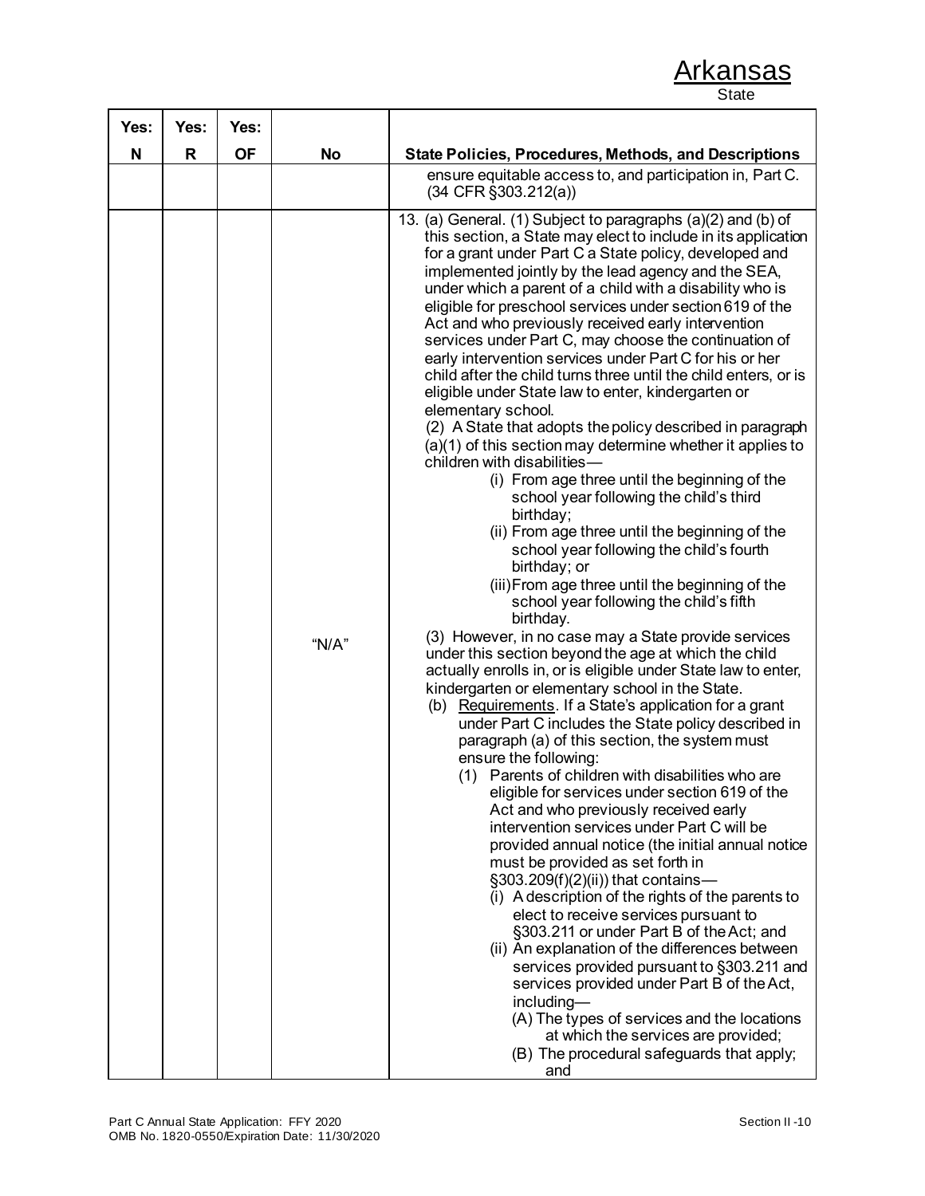Arkansas
State

| Yes: N | Yes: R | Yes: OF | No | State Policies, Procedures, Methods, and Descriptions |
|---|---|---|---|---|
| | | | | ensure equitable access to, and participation in, Part C. (34 CFR §303.212(a)) |
| | | | "N/A" | 13. (a) General. (1) Subject to paragraphs (a)(2) and (b) of this section, a State may elect to include in its application for a grant under Part C a State policy, developed and implemented jointly by the lead agency and the SEA, under which a parent of a child with a disability who is eligible for preschool services under section 619 of the Act and who previously received early intervention services under Part C, may choose the continuation of early intervention services under Part C for his or her child after the child turns three until the child enters, or is eligible under State law to enter, kindergarten or elementary school.<br>(2) A State that adopts the policy described in paragraph (a)(1) of this section may determine whether it applies to children with disabilities—<br>(i) From age three until the beginning of the school year following the child's third birthday;<br>(ii) From age three until the beginning of the school year following the child's fourth birthday; or<br>(iii) From age three until the beginning of the school year following the child's fifth birthday.<br>(3) However, in no case may a State provide services under this section beyond the age at which the child actually enrolls in, or is eligible under State law to enter, kindergarten or elementary school in the State.<br>(b) Requirements. If a State's application for a grant under Part C includes the State policy described in paragraph (a) of this section, the system must ensure the following:<br>(1) Parents of children with disabilities who are eligible for services under section 619 of the Act and who previously received early intervention services under Part C will be provided annual notice (the initial annual notice must be provided as set forth in §303.209(f)(2)(ii)) that contains—<br>(i) A description of the rights of the parents to elect to receive services pursuant to §303.211 or under Part B of the Act; and<br>(ii) An explanation of the differences between services provided pursuant to §303.211 and services provided under Part B of the Act, including—<br>(A) The types of services and the locations at which the services are provided;<br>(B) The procedural safeguards that apply; and |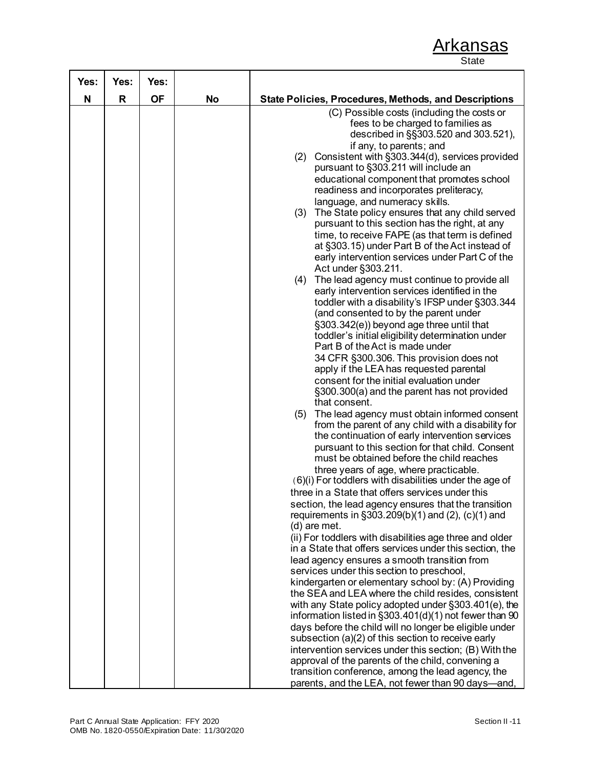Arkansas

State

| Yes: N | Yes: R | Yes: OF | No | State Policies, Procedures, Methods, and Descriptions |
|---|---|---|---|---|
| | | | | (C) Possible costs (including the costs or fees to be charged to families as described in §§303.520 and 303.521), if any, to parents; and<br>(2) Consistent with §303.344(d), services provided pursuant to §303.211 will include an educational component that promotes school readiness and incorporates preliteracy, language, and numeracy skills.<br>(3) The State policy ensures that any child served pursuant to this section has the right, at any time, to receive FAPE (as that term is defined at §303.15) under Part B of the Act instead of early intervention services under Part C of the Act under §303.211.<br>(4) The lead agency must continue to provide all early intervention services identified in the toddler with a disability's IFSP under §303.344 (and consented to by the parent under §303.342(e)) beyond age three until that toddler's initial eligibility determination under Part B of the Act is made under 34 CFR §300.306. This provision does not apply if the LEA has requested parental consent for the initial evaluation under §300.300(a) and the parent has not provided that consent.<br>(5) The lead agency must obtain informed consent from the parent of any child with a disability for the continuation of early intervention services pursuant to this section for that child. Consent must be obtained before the child reaches three years of age, where practicable.<br>(6)(i) For toddlers with disabilities under the age of three in a State that offers services under this section, the lead agency ensures that the transition requirements in §303.209(b)(1) and (2), (c)(1) and (d) are met.<br>(ii) For toddlers with disabilities age three and older in a State that offers services under this section, the lead agency ensures a smooth transition from services under this section to preschool, kindergarten or elementary school by: (A) Providing the SEA and LEA where the child resides, consistent with any State policy adopted under §303.401(e), the information listed in §303.401(d)(1) not fewer than 90 days before the child will no longer be eligible under subsection (a)(2) of this section to receive early intervention services under this section; (B) With the approval of the parents of the child, convening a transition conference, among the lead agency, the parents, and the LEA, not fewer than 90 days—and, |

Part C Annual State Application: FFY 2020
OMB No. 1820-0550/Expiration Date: 11/30/2020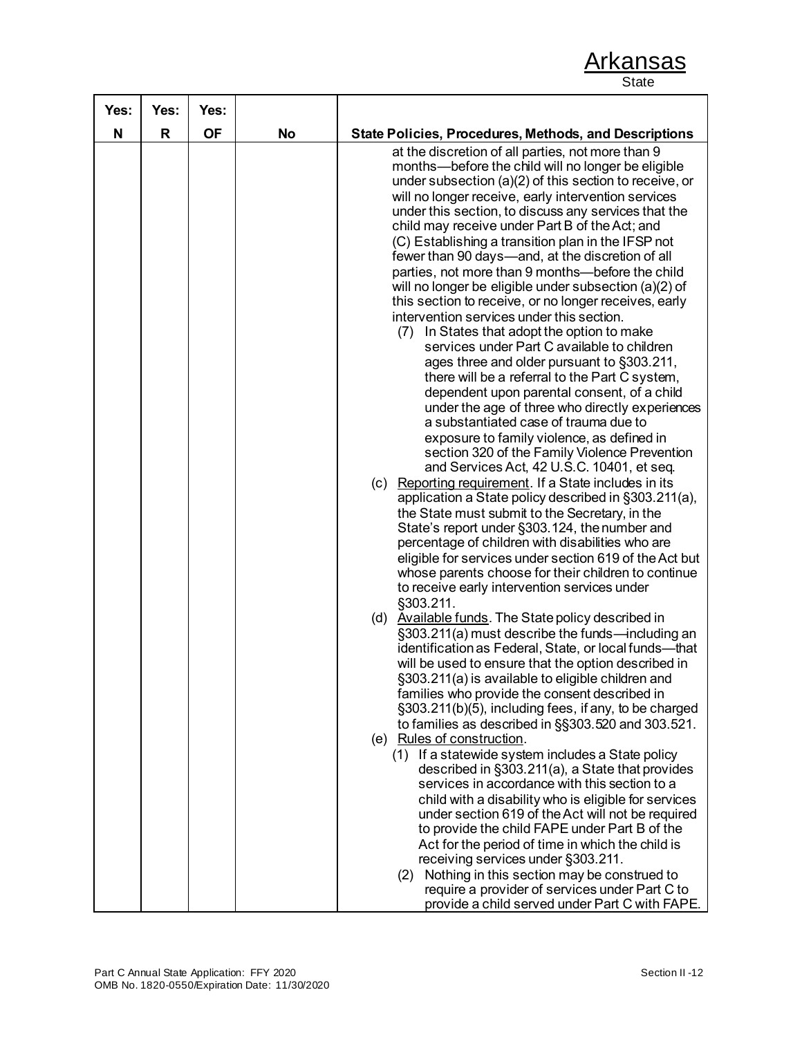Arkansas
State

| Yes: N | Yes: R | Yes: OF | No | State Policies, Procedures, Methods, and Descriptions |
|---|---|---|---|---|
| | | | | at the discretion of all parties, not more than 9 months—before the child will no longer be eligible under subsection (a)(2) of this section to receive, or will no longer receive, early intervention services under this section, to discuss any services that the child may receive under Part B of the Act; and<br>(C) Establishing a transition plan in the IFSP not fewer than 90 days—and, at the discretion of all parties, not more than 9 months—before the child will no longer be eligible under subsection (a)(2) of this section to receive, or no longer receives, early intervention services under this section.<br>(7) In States that adopt the option to make services under Part C available to children ages three and older pursuant to §303.211, there will be a referral to the Part C system, dependent upon parental consent, of a child under the age of three who directly experiences a substantiated case of trauma due to exposure to family violence, as defined in section 320 of the Family Violence Prevention and Services Act, 42 U.S.C. 10401, et seq.<br>(c) Reporting requirement. If a State includes in its application a State policy described in §303.211(a), the State must submit to the Secretary, in the State's report under §303.124, the number and percentage of children with disabilities who are eligible for services under section 619 of the Act but whose parents choose for their children to continue to receive early intervention services under §303.211.<br>(d) Available funds. The State policy described in §303.211(a) must describe the funds—including an identification as Federal, State, or local funds—that will be used to ensure that the option described in §303.211(a) is available to eligible children and families who provide the consent described in §303.211(b)(5), including fees, if any, to be charged to families as described in §§303.520 and 303.521.<br>(e) Rules of construction.<br>(1) If a statewide system includes a State policy described in §303.211(a), a State that provides services in accordance with this section to a child with a disability who is eligible for services under section 619 of the Act will not be required to provide the child FAPE under Part B of the Act for the period of time in which the child is receiving services under §303.211.<br>(2) Nothing in this section may be construed to require a provider of services under Part C to provide a child served under Part C with FAPE. |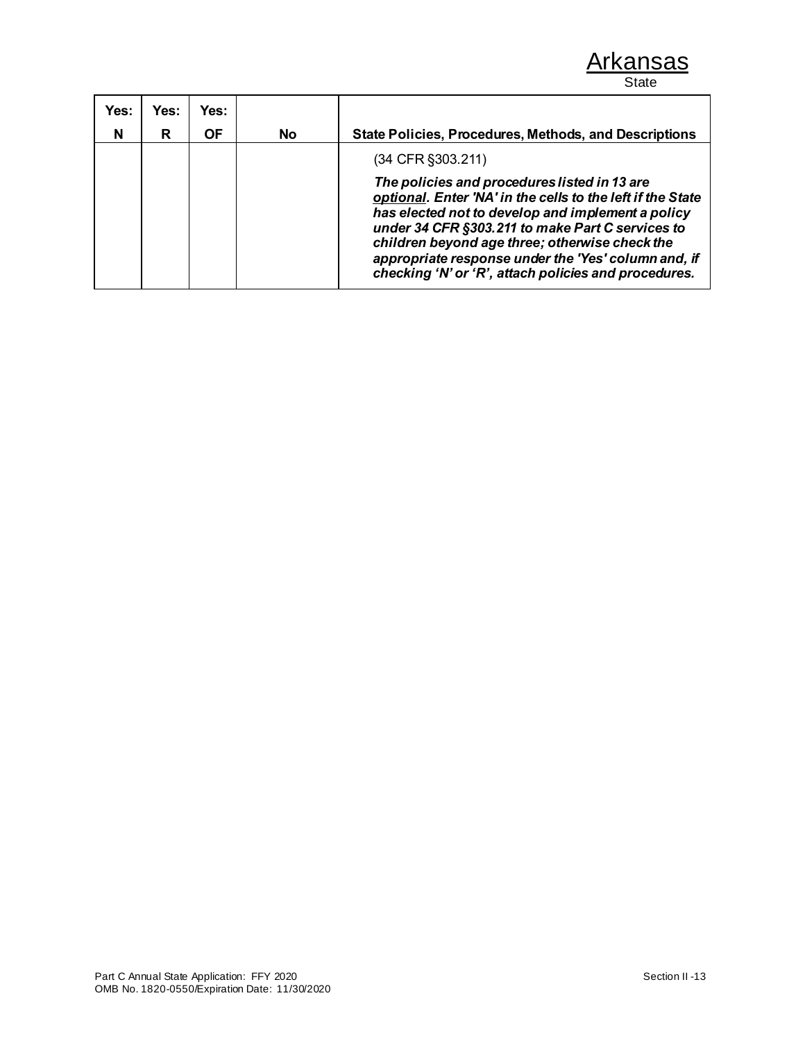Arkansas
State

| Yes: N | Yes: R | Yes: OF | No | State Policies, Procedures, Methods, and Descriptions |
|---|---|---|---|---|
| | | | | (34 CFR §303.211)<br><br>***The policies and procedures listed in 13 are <u>optional</u>. Enter 'NA' in the cells to the left if the State has elected not to develop and implement a policy under 34 CFR §303.211 to make Part C services to children beyond age three; otherwise check the appropriate response under the 'Yes' column and, if checking 'N' or 'R', attach policies and procedures.*** |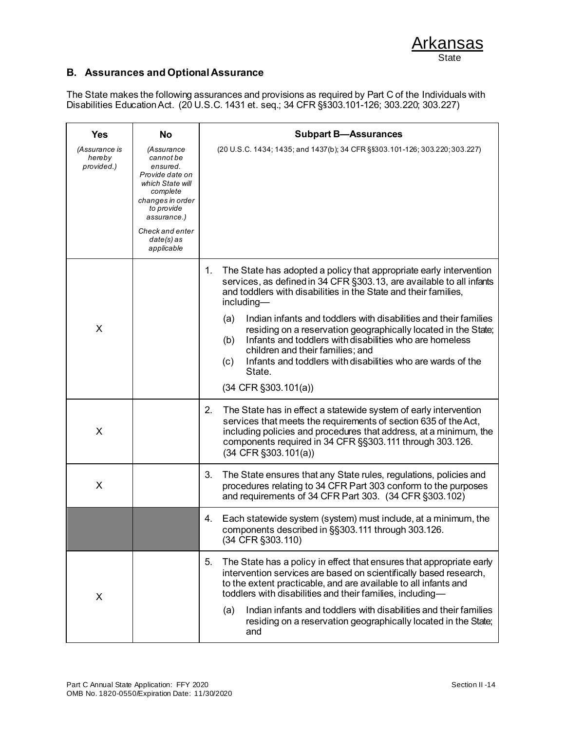Arkansas
State

## B. Assurances and Optional Assurance

The State makes the following assurances and provisions as required by Part C of the Individuals with Disabilities Education Act. (20 U.S.C. 1431 et. seq.; 34 CFR §§303.101-126; 303.220; 303.227)

| Yes | No | Subpart B—Assurances |
|---|---|---|
| *(Assurance is hereby provided.)* | *(Assurance cannot be ensured. Provide date on which State will complete changes in order to provide assurance.)* *Check and enter date(s) as applicable* | (20 U.S.C. 1434; 1435; and 1437(b); 34 CFR §§303.101-126; 303.220; 303.227) |
| X | | 1. The State has adopted a policy that appropriate early intervention services, as defined in 34 CFR §303.13, are available to all infants and toddlers with disabilities in the State and their families, including— (a) Indian infants and toddlers with disabilities and their families residing on a reservation geographically located in the State; (b) Infants and toddlers with disabilities who are homeless children and their families; and (c) Infants and toddlers with disabilities who are wards of the State. (34 CFR §303.101(a)) |
| X | | 2. The State has in effect a statewide system of early intervention services that meets the requirements of section 635 of the Act, including policies and procedures that address, at a minimum, the components required in 34 CFR §§303.111 through 303.126. (34 CFR §303.101(a)) |
| X | | 3. The State ensures that any State rules, regulations, policies and procedures relating to 34 CFR Part 303 conform to the purposes and requirements of 34 CFR Part 303. (34 CFR §303.102) |
| | | 4. Each statewide system (system) must include, at a minimum, the components described in §§303.111 through 303.126. (34 CFR §303.110) |
| X | | 5. The State has a policy in effect that ensures that appropriate early intervention services are based on scientifically based research, to the extent practicable, and are available to all infants and toddlers with disabilities and their families, including— (a) Indian infants and toddlers with disabilities and their families residing on a reservation geographically located in the State; and |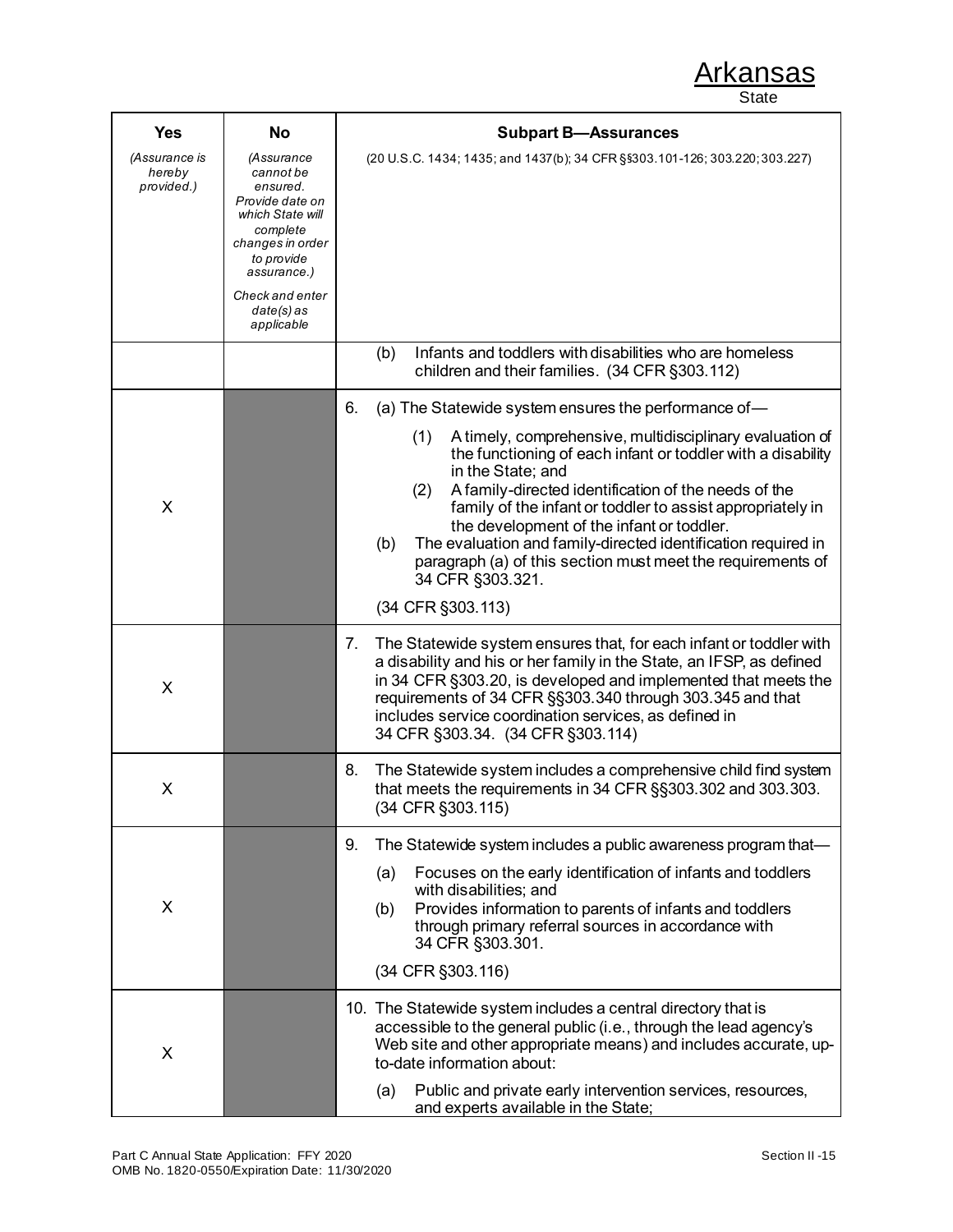Arkansas
State

| Yes<br>*(Assurance is hereby provided.)* | No<br>*(Assurance cannot be ensured. Provide date on which State will complete changes in order to provide assurance.)*<br>*Check and enter date(s) as applicable* | **Subpart B—Assurances**<br>(20 U.S.C. 1434; 1435; and 1437(b); 34 CFR §§303.101-126; 303.220; 303.227) |
|---|---|---|
| | | (b) Infants and toddlers with disabilities who are homeless children and their families. (34 CFR §303.112) |
| X | | 6. (a) The Statewide system ensures the performance of—<br>(1) A timely, comprehensive, multidisciplinary evaluation of the functioning of each infant or toddler with a disability in the State; and<br>(2) A family-directed identification of the needs of the family of the infant or toddler to assist appropriately in the development of the infant or toddler.<br>(b) The evaluation and family-directed identification required in paragraph (a) of this section must meet the requirements of 34 CFR §303.321.<br>(34 CFR §303.113) |
| X | | 7. The Statewide system ensures that, for each infant or toddler with a disability and his or her family in the State, an IFSP, as defined in 34 CFR §303.20, is developed and implemented that meets the requirements of 34 CFR §§303.340 through 303.345 and that includes service coordination services, as defined in 34 CFR §303.34. (34 CFR §303.114) |
| X | | 8. The Statewide system includes a comprehensive child find system that meets the requirements in 34 CFR §§303.302 and 303.303. (34 CFR §303.115) |
| X | | 9. The Statewide system includes a public awareness program that—<br>(a) Focuses on the early identification of infants and toddlers with disabilities; and<br>(b) Provides information to parents of infants and toddlers through primary referral sources in accordance with 34 CFR §303.301.<br>(34 CFR §303.116) |
| X | | 10. The Statewide system includes a central directory that is accessible to the general public (i.e., through the lead agency's Web site and other appropriate means) and includes accurate, up-to-date information about:<br>(a) Public and private early intervention services, resources, and experts available in the State; |

Part C Annual State Application: FFY 2020
OMB No. 1820-0550/Expiration Date: 11/30/2020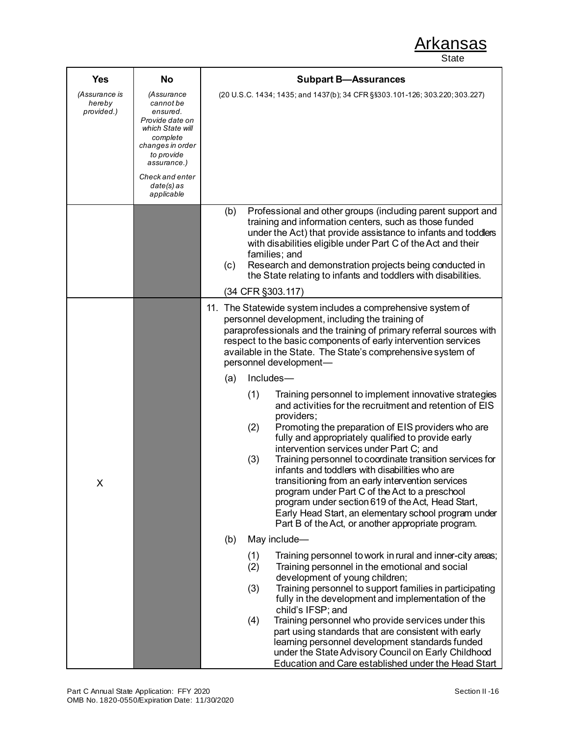Arkansas
State

| Yes | No | Subpart B—Assurances |
|---|---|---|
| *(Assurance is hereby provided.)* | *(Assurance cannot be ensured. Provide date on which State will complete changes in order to provide assurance.)* *Check and enter date(s) as applicable* | (20 U.S.C. 1434; 1435; and 1437(b); 34 CFR §§303.101-126; 303.220; 303.227) |
| | | (b) Professional and other groups (including parent support and training and information centers, such as those funded under the Act) that provide assistance to infants and toddlers with disabilities eligible under Part C of the Act and their families; and<br>(c) Research and demonstration projects being conducted in the State relating to infants and toddlers with disabilities.<br>(34 CFR §303.117) |
| X | | 11. The Statewide system includes a comprehensive system of personnel development, including the training of paraprofessionals and the training of primary referral sources with respect to the basic components of early intervention services available in the State. The State's comprehensive system of personnel development—<br>(a) Includes—<br>(1) Training personnel to implement innovative strategies and activities for the recruitment and retention of EIS providers;<br>(2) Promoting the preparation of EIS providers who are fully and appropriately qualified to provide early intervention services under Part C; and<br>(3) Training personnel to coordinate transition services for infants and toddlers with disabilities who are transitioning from an early intervention services program under Part C of the Act to a preschool program under section 619 of the Act, Head Start, Early Head Start, an elementary school program under Part B of the Act, or another appropriate program.<br>(b) May include—<br>(1) Training personnel to work in rural and inner-city areas;<br>(2) Training personnel in the emotional and social development of young children;<br>(3) Training personnel to support families in participating fully in the development and implementation of the child's IFSP; and<br>(4) Training personnel who provide services under this part using standards that are consistent with early learning personnel development standards funded under the State Advisory Council on Early Childhood Education and Care established under the Head Start |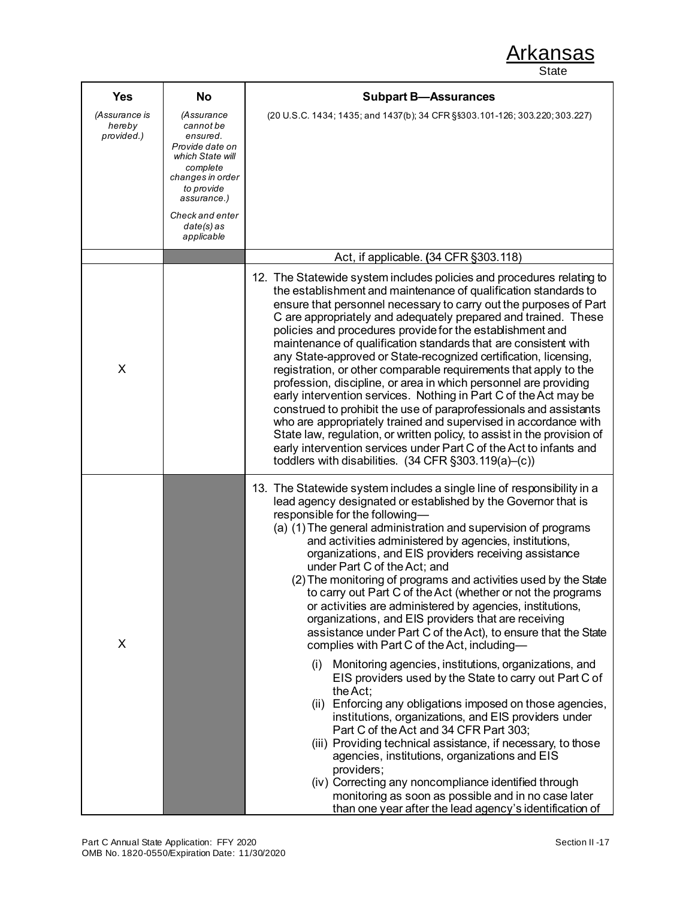Arkansas
State

| Yes<br>*(Assurance is hereby provided.)* | No<br>*(Assurance cannot be ensured. Provide date on which State will complete changes in order to provide assurance.)*<br>*Check and enter date(s) as applicable* | **Subpart B—Assurances**<br>(20 U.S.C. 1434; 1435; and 1437(b); 34 CFR §§303.101-126; 303.220; 303.227) |
|---|---|---|
| | | Act, if applicable. **(**34 CFR §303.118) |
| X | | 12. The Statewide system includes policies and procedures relating to the establishment and maintenance of qualification standards to ensure that personnel necessary to carry out the purposes of Part C are appropriately and adequately prepared and trained. These policies and procedures provide for the establishment and maintenance of qualification standards that are consistent with any State-approved or State-recognized certification, licensing, registration, or other comparable requirements that apply to the profession, discipline, or area in which personnel are providing early intervention services. Nothing in Part C of the Act may be construed to prohibit the use of paraprofessionals and assistants who are appropriately trained and supervised in accordance with State law, regulation, or written policy, to assist in the provision of early intervention services under Part C of the Act to infants and toddlers with disabilities. (34 CFR §303.119(a)–(c)) |
| X | | 13. The Statewide system includes a single line of responsibility in a lead agency designated or established by the Governor that is responsible for the following—<br>(a) (1) The general administration and supervision of programs and activities administered by agencies, institutions, organizations, and EIS providers receiving assistance under Part C of the Act; and<br>(2) The monitoring of programs and activities used by the State to carry out Part C of the Act (whether or not the programs or activities are administered by agencies, institutions, organizations, and EIS providers that are receiving assistance under Part C of the Act), to ensure that the State complies with Part C of the Act, including—<br>(i) Monitoring agencies, institutions, organizations, and EIS providers used by the State to carry out Part C of the Act;<br>(ii) Enforcing any obligations imposed on those agencies, institutions, organizations, and EIS providers under Part C of the Act and 34 CFR Part 303;<br>(iii) Providing technical assistance, if necessary, to those agencies, institutions, organizations and EIS providers;<br>(iv) Correcting any noncompliance identified through monitoring as soon as possible and in no case later than one year after the lead agency's identification of |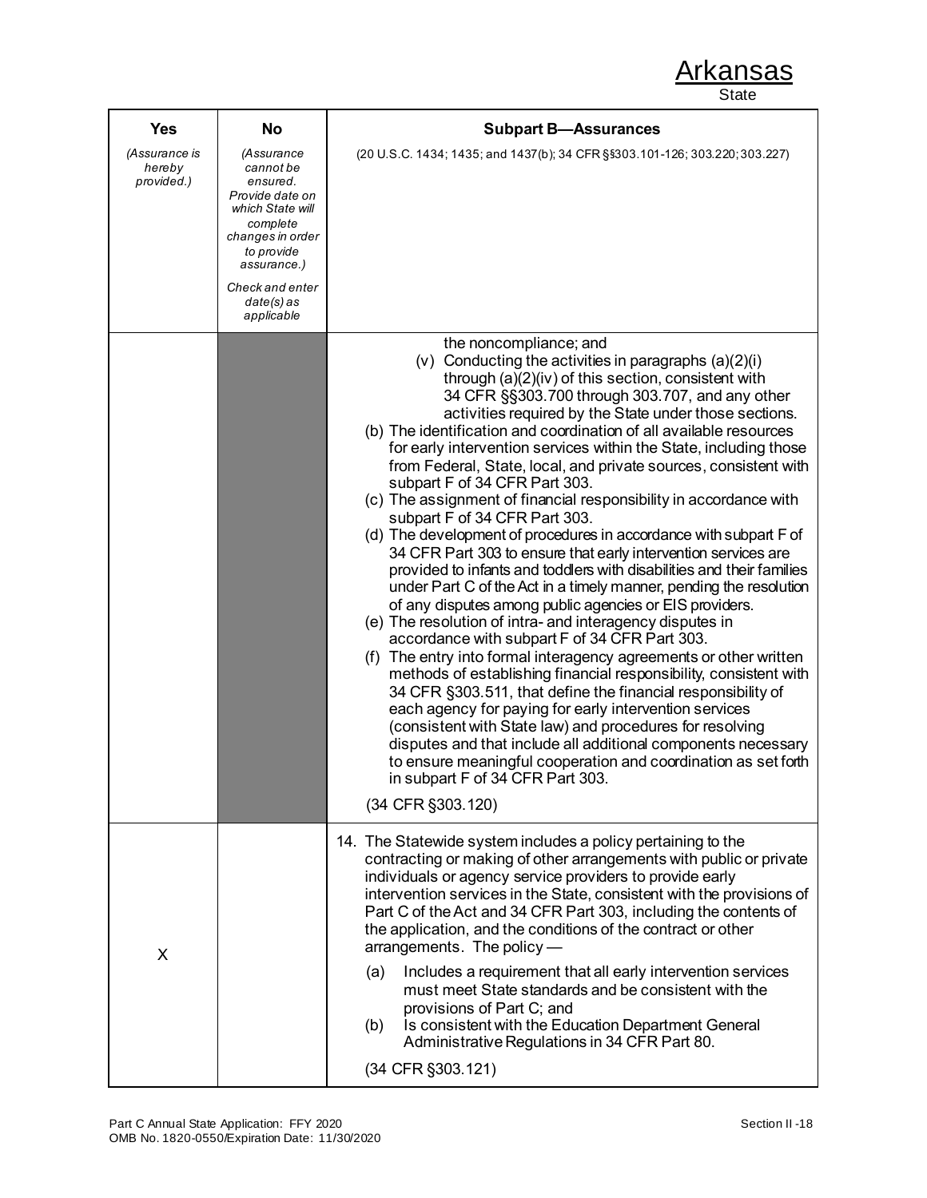Arkansas
State

| Yes | No | Subpart B—Assurances |
|---|---|---|
| *(Assurance is hereby provided.)* | *(Assurance cannot be ensured. Provide date on which State will complete changes in order to provide assurance.)* *Check and enter date(s) as applicable* | (20 U.S.C. 1434; 1435; and 1437(b); 34 CFR §§303.101-126; 303.220; 303.227) |
| | | the noncompliance; and (v) Conducting the activities in paragraphs (a)(2)(i) through (a)(2)(iv) of this section, consistent with 34 CFR §§303.700 through 303.707, and any other activities required by the State under those sections. (b) The identification and coordination of all available resources for early intervention services within the State, including those from Federal, State, local, and private sources, consistent with subpart F of 34 CFR Part 303. (c) The assignment of financial responsibility in accordance with subpart F of 34 CFR Part 303. (d) The development of procedures in accordance with subpart F of 34 CFR Part 303 to ensure that early intervention services are provided to infants and toddlers with disabilities and their families under Part C of the Act in a timely manner, pending the resolution of any disputes among public agencies or EIS providers. (e) The resolution of intra- and interagency disputes in accordance with subpart F of 34 CFR Part 303. (f) The entry into formal interagency agreements or other written methods of establishing financial responsibility, consistent with 34 CFR §303.511, that define the financial responsibility of each agency for paying for early intervention services (consistent with State law) and procedures for resolving disputes and that include all additional components necessary to ensure meaningful cooperation and coordination as set forth in subpart F of 34 CFR Part 303. (34 CFR §303.120) |
| X | | 14. The Statewide system includes a policy pertaining to the contracting or making of other arrangements with public or private individuals or agency service providers to provide early intervention services in the State, consistent with the provisions of Part C of the Act and 34 CFR Part 303, including the contents of the application, and the conditions of the contract or other arrangements. The policy — (a) Includes a requirement that all early intervention services must meet State standards and be consistent with the provisions of Part C; and (b) Is consistent with the Education Department General Administrative Regulations in 34 CFR Part 80. (34 CFR §303.121) |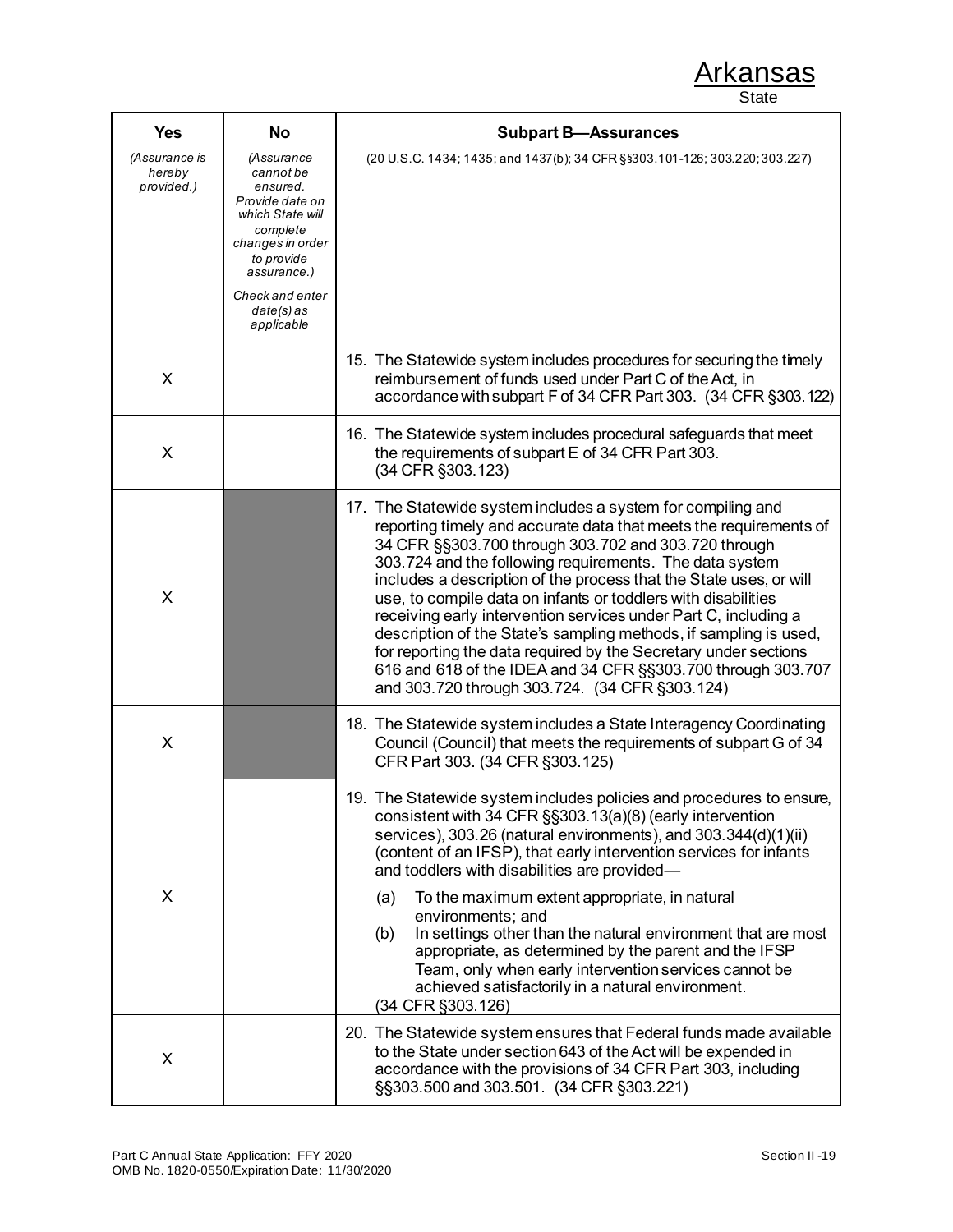Arkansas
State

| Yes<br>*(Assurance is hereby provided.)* | No<br>*(Assurance cannot be ensured. Provide date on which State will complete changes in order to provide assurance.)*<br>*Check and enter date(s) as applicable* | **Subpart B—Assurances**<br>(20 U.S.C. 1434; 1435; and 1437(b); 34 CFR §§303.101-126; 303.220; 303.227) |
|---|---|---|
| X | | 15. The Statewide system includes procedures for securing the timely reimbursement of funds used under Part C of the Act, in accordance with subpart F of 34 CFR Part 303. (34 CFR §303.122) |
| X | | 16. The Statewide system includes procedural safeguards that meet the requirements of subpart E of 34 CFR Part 303. (34 CFR §303.123) |
| X | | 17. The Statewide system includes a system for compiling and reporting timely and accurate data that meets the requirements of 34 CFR §§303.700 through 303.702 and 303.720 through 303.724 and the following requirements. The data system includes a description of the process that the State uses, or will use, to compile data on infants or toddlers with disabilities receiving early intervention services under Part C, including a description of the State's sampling methods, if sampling is used, for reporting the data required by the Secretary under sections 616 and 618 of the IDEA and 34 CFR §§303.700 through 303.707 and 303.720 through 303.724. (34 CFR §303.124) |
| X | | 18. The Statewide system includes a State Interagency Coordinating Council (Council) that meets the requirements of subpart G of 34 CFR Part 303. (34 CFR §303.125) |
| X | | 19. The Statewide system includes policies and procedures to ensure, consistent with 34 CFR §§303.13(a)(8) (early intervention services), 303.26 (natural environments), and 303.344(d)(1)(ii) (content of an IFSP), that early intervention services for infants and toddlers with disabilities are provided—<br>(a) To the maximum extent appropriate, in natural environments; and<br>(b) In settings other than the natural environment that are most appropriate, as determined by the parent and the IFSP Team, only when early intervention services cannot be achieved satisfactorily in a natural environment.<br>(34 CFR §303.126) |
| X | | 20. The Statewide system ensures that Federal funds made available to the State under section 643 of the Act will be expended in accordance with the provisions of 34 CFR Part 303, including §§303.500 and 303.501. (34 CFR §303.221) |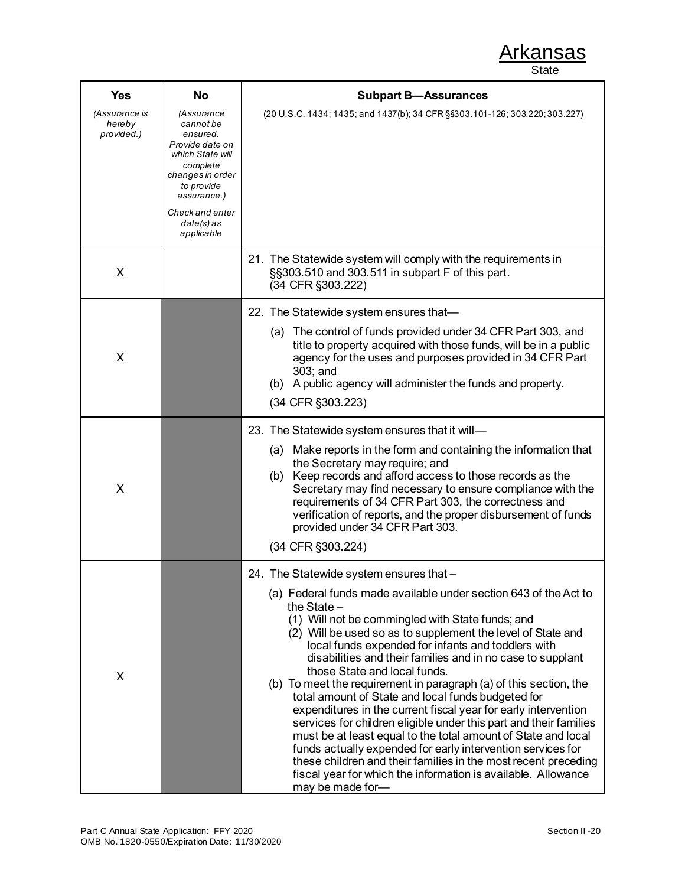Arkansas
State

| Yes<br>*(Assurance is hereby provided.)* | No<br>*(Assurance cannot be ensured. Provide date on which State will complete changes in order to provide assurance.)*<br>*Check and enter date(s) as applicable* | **Subpart B—Assurances**<br>(20 U.S.C. 1434; 1435; and 1437(b); 34 CFR §§303.101-126; 303.220; 303.227) |
|---|---|---|
| X | | 21. The Statewide system will comply with the requirements in §§303.510 and 303.511 in subpart F of this part. (34 CFR §303.222) |
| X | | 22. The Statewide system ensures that—<br>(a) The control of funds provided under 34 CFR Part 303, and title to property acquired with those funds, will be in a public agency for the uses and purposes provided in 34 CFR Part 303; and<br>(b) A public agency will administer the funds and property.<br>(34 CFR §303.223) |
| X | | 23. The Statewide system ensures that it will—<br>(a) Make reports in the form and containing the information that the Secretary may require; and<br>(b) Keep records and afford access to those records as the Secretary may find necessary to ensure compliance with the requirements of 34 CFR Part 303, the correctness and verification of reports, and the proper disbursement of funds provided under 34 CFR Part 303.<br>(34 CFR §303.224) |
| X | | 24. The Statewide system ensures that –<br>(a) Federal funds made available under section 643 of the Act to the State –<br>(1) Will not be commingled with State funds; and<br>(2) Will be used so as to supplement the level of State and local funds expended for infants and toddlers with disabilities and their families and in no case to supplant those State and local funds.<br>(b) To meet the requirement in paragraph (a) of this section, the total amount of State and local funds budgeted for expenditures in the current fiscal year for early intervention services for children eligible under this part and their families must be at least equal to the total amount of State and local funds actually expended for early intervention services for these children and their families in the most recent preceding fiscal year for which the information is available. Allowance may be made for— |

Part C Annual State Application: FFY 2020
OMB No. 1820-0550/Expiration Date: 11/30/2020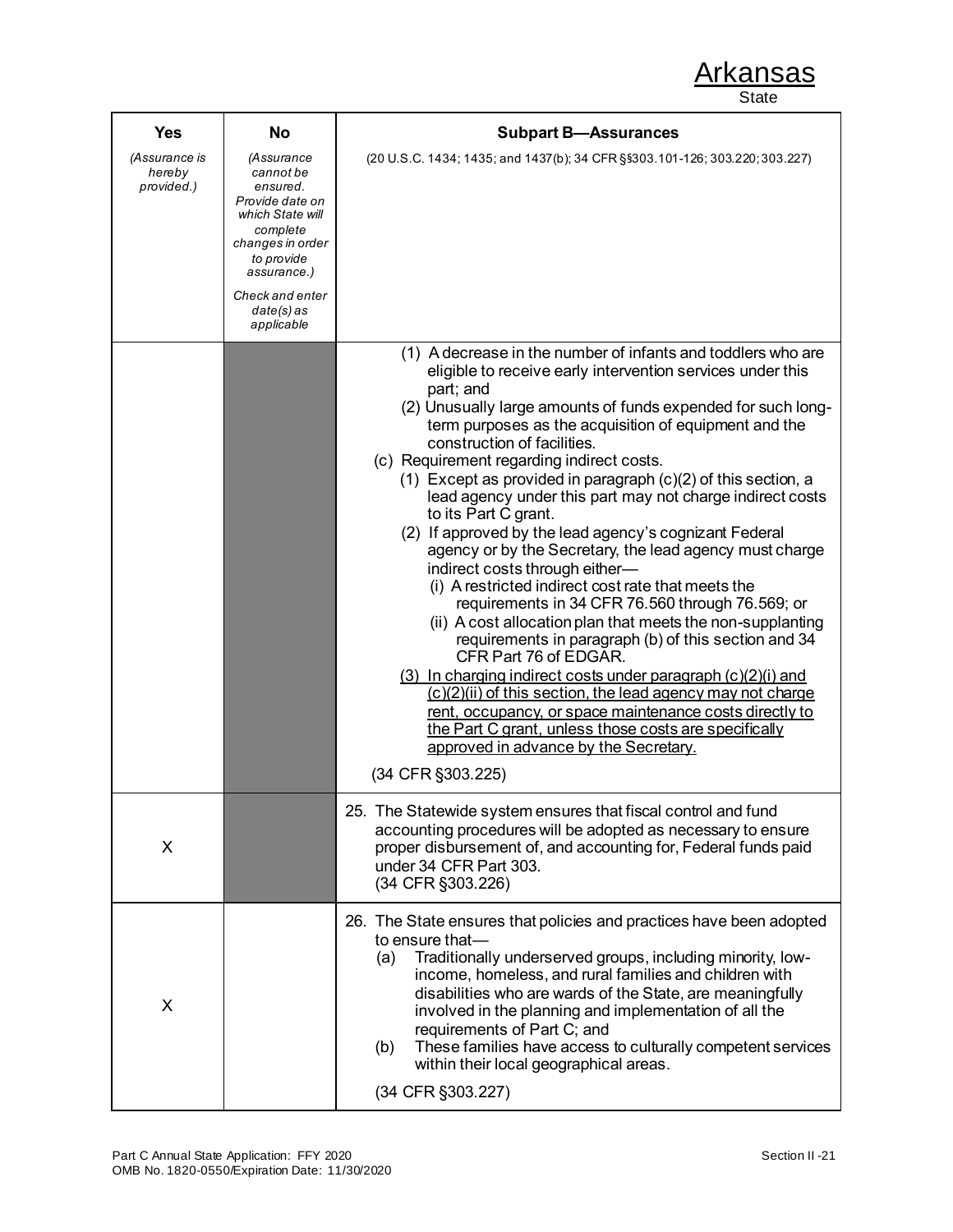Arkansas
State

| Yes | No | Subpart B—Assurances |
|---|---|---|
| *(Assurance is hereby provided.)* | *(Assurance cannot be ensured. Provide date on which State will complete changes in order to provide assurance.)* *Check and enter date(s) as applicable* | (20 U.S.C. 1434; 1435; and 1437(b); 34 CFR §§303.101-126; 303.220; 303.227) |
| | | (1) A decrease in the number of infants and toddlers who are eligible to receive early intervention services under this part; and<br>(2) Unusually large amounts of funds expended for such long-term purposes as the acquisition of equipment and the construction of facilities.<br>(c) Requirement regarding indirect costs.<br>(1) Except as provided in paragraph (c)(2) of this section, a lead agency under this part may not charge indirect costs to its Part C grant.<br>(2) If approved by the lead agency's cognizant Federal agency or by the Secretary, the lead agency must charge indirect costs through either—<br>(i) A restricted indirect cost rate that meets the requirements in 34 CFR 76.560 through 76.569; or<br>(ii) A cost allocation plan that meets the non-supplanting requirements in paragraph (b) of this section and 34 CFR Part 76 of EDGAR.<br><u>(3) In charging indirect costs under paragraph (c)(2)(i) and (c)(2)(ii) of this section, the lead agency may not charge rent, occupancy, or space maintenance costs directly to the Part C grant, unless those costs are specifically approved in advance by the Secretary.</u><br>(34 CFR §303.225) |
| X | | 25. The Statewide system ensures that fiscal control and fund accounting procedures will be adopted as necessary to ensure proper disbursement of, and accounting for, Federal funds paid under 34 CFR Part 303.<br>(34 CFR §303.226) |
| X | | 26. The State ensures that policies and practices have been adopted to ensure that—<br>(a) Traditionally underserved groups, including minority, low-income, homeless, and rural families and children with disabilities who are wards of the State, are meaningfully involved in the planning and implementation of all the requirements of Part C; and<br>(b) These families have access to culturally competent services within their local geographical areas.<br>(34 CFR §303.227) |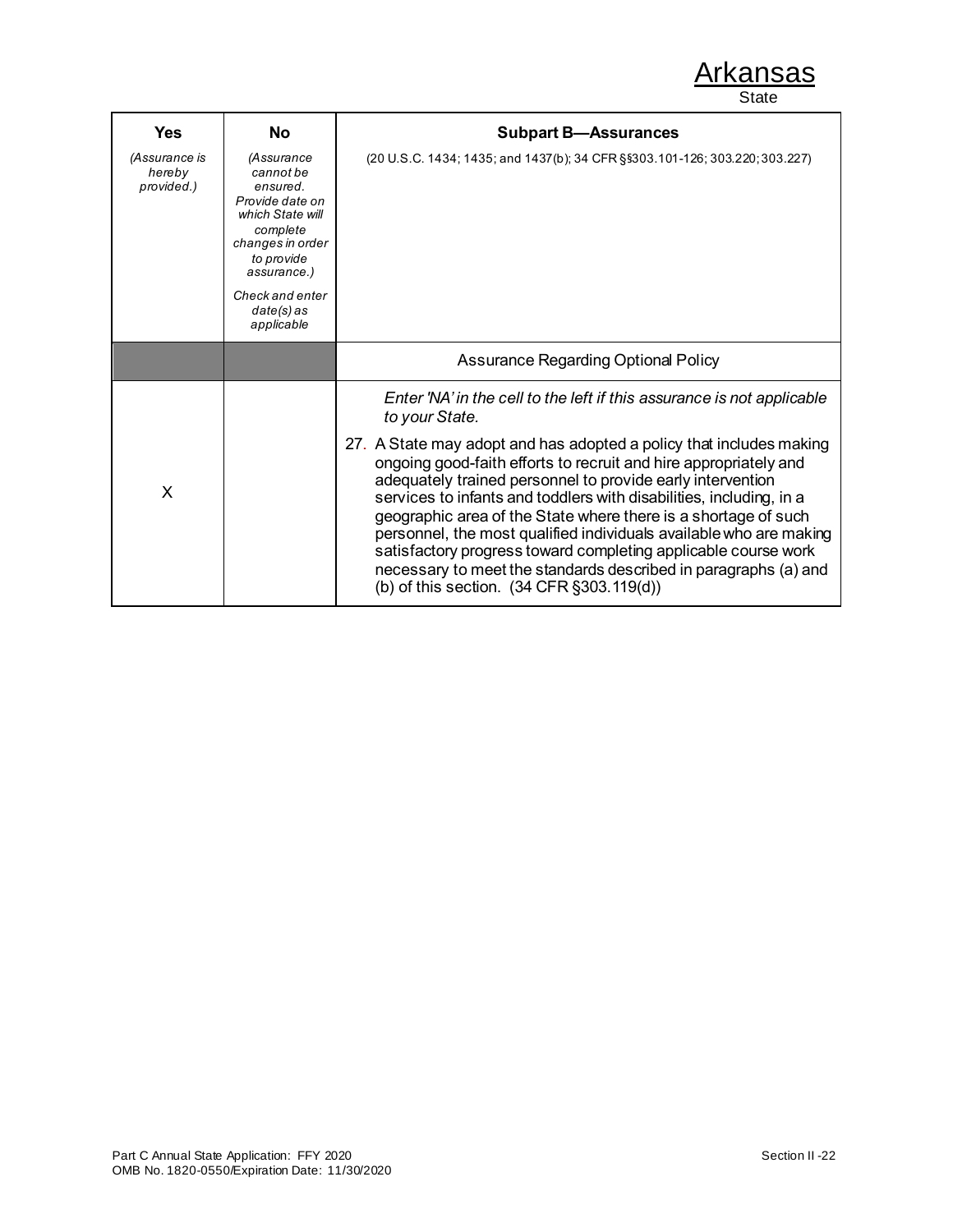Arkansas
State

| **Yes** *(Assurance is hereby provided.)* | **No** *(Assurance cannot be ensured. Provide date on which State will complete changes in order to provide assurance.)* *Check and enter date(s) as applicable* | **Subpart B—Assurances** (20 U.S.C. 1434; 1435; and 1437(b); 34 CFR §§303.101-126; 303.220; 303.227) |
|---|---|---|
| | | Assurance Regarding Optional Policy |
| X | | *Enter 'NA' in the cell to the left if this assurance is not applicable to your State.* 27. A State may adopt and has adopted a policy that includes making ongoing good-faith efforts to recruit and hire appropriately and adequately trained personnel to provide early intervention services to infants and toddlers with disabilities, including, in a geographic area of the State where there is a shortage of such personnel, the most qualified individuals available who are making satisfactory progress toward completing applicable course work necessary to meet the standards described in paragraphs (a) and (b) of this section. (34 CFR §303.119(d)) |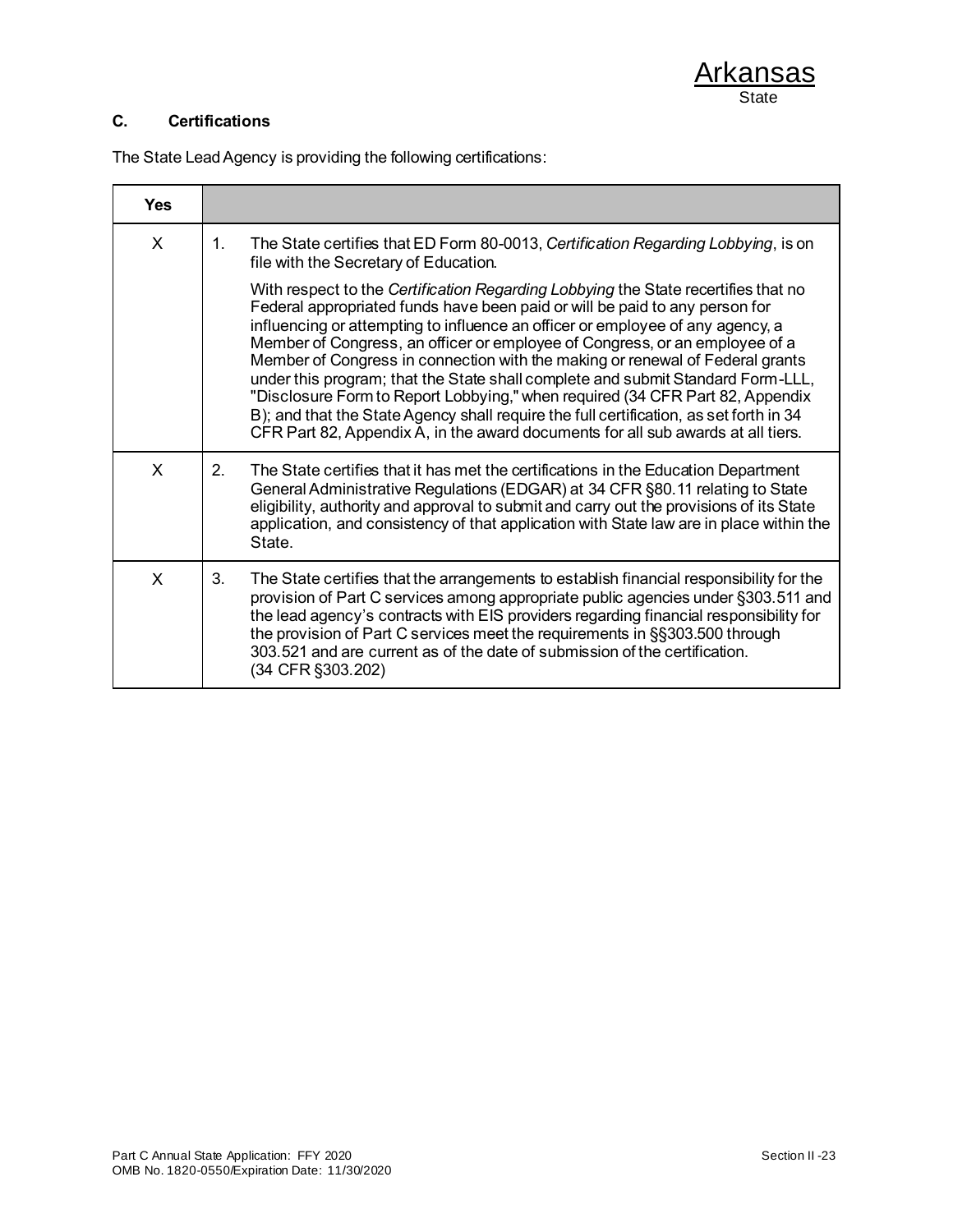Arkansas
State

### C. Certifications

The State Lead Agency is providing the following certifications:

| Yes | |
|---|---|
| X | 1. The State certifies that ED Form 80-0013, *Certification Regarding Lobbying*, is on file with the Secretary of Education.<br><br>With respect to the *Certification Regarding Lobbying* the State recertifies that no Federal appropriated funds have been paid or will be paid to any person for influencing or attempting to influence an officer or employee of any agency, a Member of Congress, an officer or employee of Congress, or an employee of a Member of Congress in connection with the making or renewal of Federal grants under this program; that the State shall complete and submit Standard Form-LLL, "Disclosure Form to Report Lobbying," when required (34 CFR Part 82, Appendix B); and that the State Agency shall require the full certification, as set forth in 34 CFR Part 82, Appendix A, in the award documents for all sub awards at all tiers. |
| X | 2. The State certifies that it has met the certifications in the Education Department General Administrative Regulations (EDGAR) at 34 CFR §80.11 relating to State eligibility, authority and approval to submit and carry out the provisions of its State application, and consistency of that application with State law are in place within the State. |
| X | 3. The State certifies that the arrangements to establish financial responsibility for the provision of Part C services among appropriate public agencies under §303.511 and the lead agency's contracts with EIS providers regarding financial responsibility for the provision of Part C services meet the requirements in §§303.500 through 303.521 and are current as of the date of submission of the certification. (34 CFR §303.202) |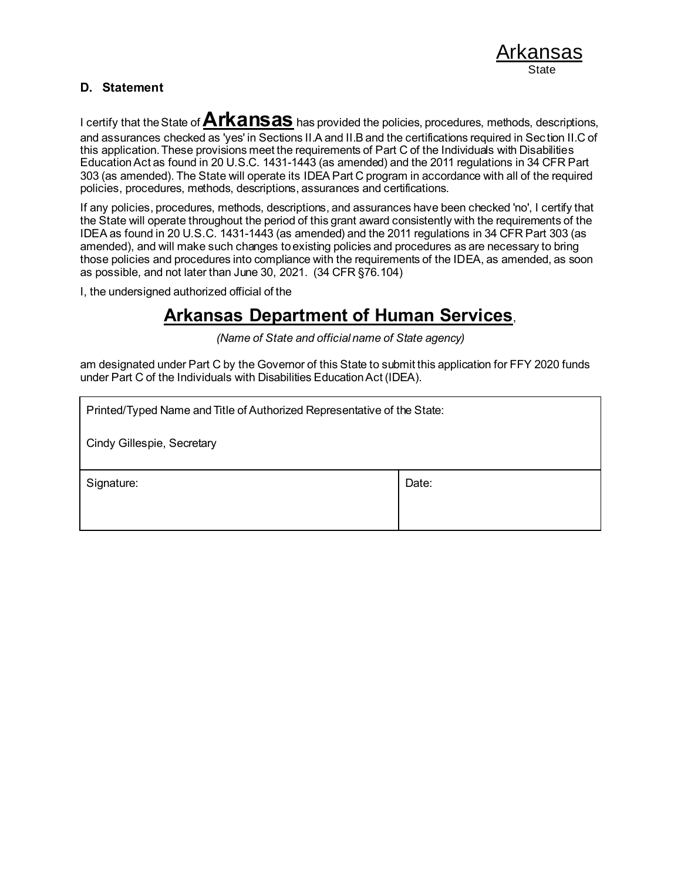Arkansas
State

**D. Statement**

I certify that the State of **Arkansas** has provided the policies, procedures, methods, descriptions, and assurances checked as 'yes' in Sections II.A and II.B and the certifications required in Section II.C of this application. These provisions meet the requirements of Part C of the Individuals with Disabilities Education Act as found in 20 U.S.C. 1431-1443 (as amended) and the 2011 regulations in 34 CFR Part 303 (as amended). The State will operate its IDEA Part C program in accordance with all of the required policies, procedures, methods, descriptions, assurances and certifications.

If any policies, procedures, methods, descriptions, and assurances have been checked 'no', I certify that the State will operate throughout the period of this grant award consistently with the requirements of the IDEA as found in 20 U.S.C. 1431-1443 (as amended) and the 2011 regulations in 34 CFR Part 303 (as amended), and will make such changes to existing policies and procedures as are necessary to bring those policies and procedures into compliance with the requirements of the IDEA, as amended, as soon as possible, and not later than June 30, 2021. (34 CFR §76.104)

I, the undersigned authorized official of the

**Arkansas Department of Human Services**,

*(Name of State and official name of State agency)*

am designated under Part C by the Governor of this State to submit this application for FFY 2020 funds under Part C of the Individuals with Disabilities Education Act (IDEA).

| Printed/Typed Name and Title of Authorized Representative of the State: Cindy Gillespie, Secretary | |
|---|---|
| Signature: | Date: |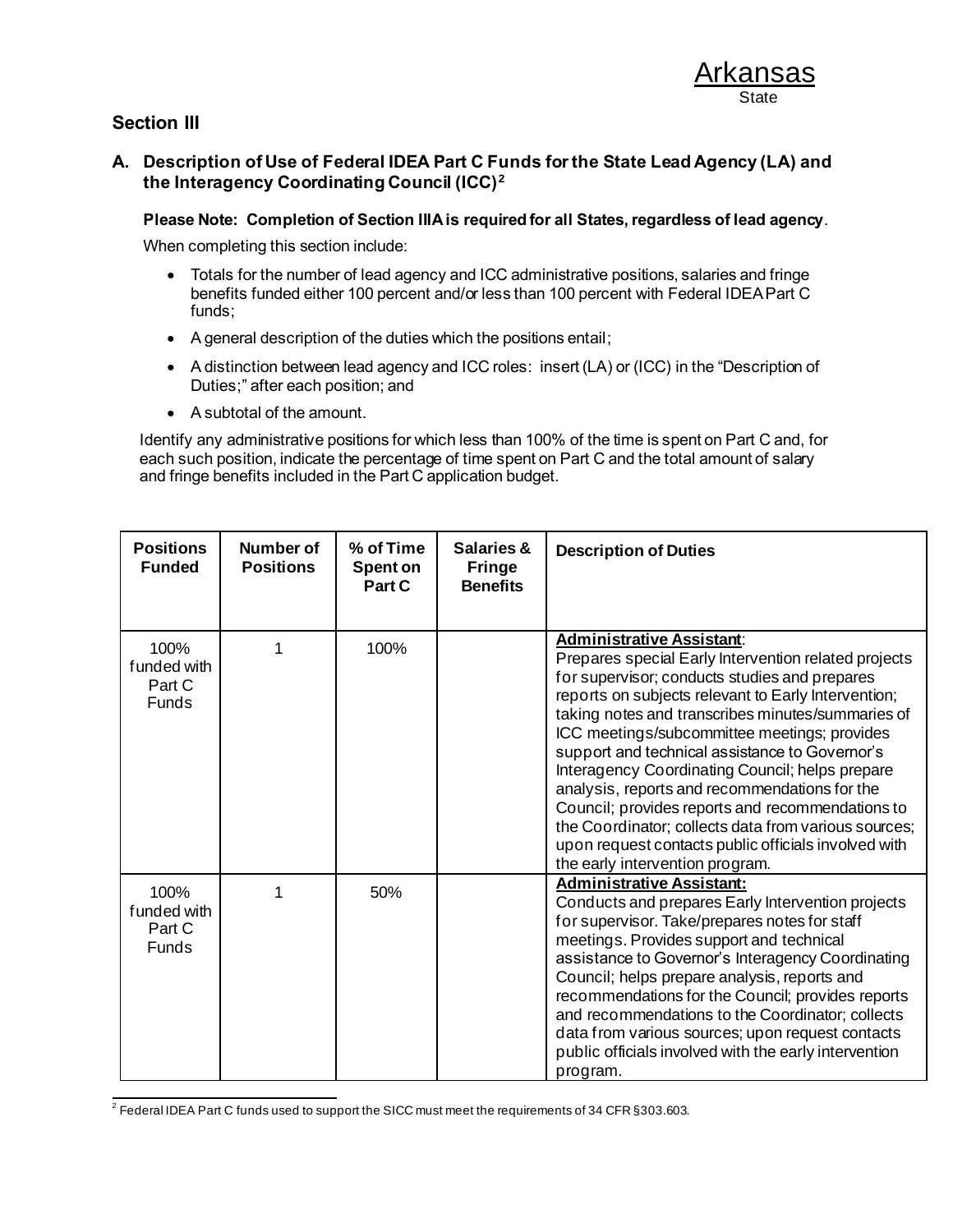Arkansas
State

## Section III

### A. Description of Use of Federal IDEA Part C Funds for the State Lead Agency (LA) and the Interagency Coordinating Council (ICC)[2]

**Please Note: Completion of Section IIIA is required for all States, regardless of lead agency**.

When completing this section include:

- Totals for the number of lead agency and ICC administrative positions, salaries and fringe benefits funded either 100 percent and/or less than 100 percent with Federal IDEA Part C funds;
- A general description of the duties which the positions entail;
- A distinction between lead agency and ICC roles: insert (LA) or (ICC) in the "Description of Duties;" after each position; and
- A subtotal of the amount.

Identify any administrative positions for which less than 100% of the time is spent on Part C and, for each such position, indicate the percentage of time spent on Part C and the total amount of salary and fringe benefits included in the Part C application budget.

| Positions Funded | Number of Positions | % of Time Spent on Part C | Salaries & Fringe Benefits | Description of Duties |
|---|---|---|---|---|
| 100% funded with Part C Funds | 1 | 100% | | **Administrative Assistant**: Prepares special Early Intervention related projects for supervisor; conducts studies and prepares reports on subjects relevant to Early Intervention; taking notes and transcribes minutes/summaries of ICC meetings/subcommittee meetings; provides support and technical assistance to Governor's Interagency Coordinating Council; helps prepare analysis, reports and recommendations for the Council; provides reports and recommendations to the Coordinator; collects data from various sources; upon request contacts public officials involved with the early intervention program. |
| 100% funded with Part C Funds | 1 | 50% | | **Administrative Assistant:** Conducts and prepares Early Intervention projects for supervisor. Take/prepares notes for staff meetings. Provides support and technical assistance to Governor's Interagency Coordinating Council; helps prepare analysis, reports and recommendations for the Council; provides reports and recommendations to the Coordinator; collects data from various sources; upon request contacts public officials involved with the early intervention program. |

[2] Federal IDEA Part C funds used to support the SICC must meet the requirements of 34 CFR §303.603.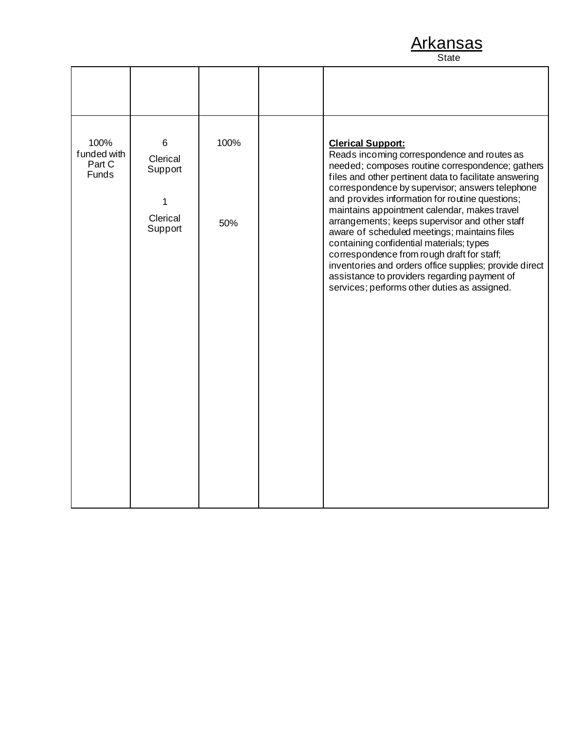Arkansas
State

| | | | | |
|---|---|---|---|---|
| 100% funded with Part C Funds | 6<br>Clerical Support<br><br>1<br>Clerical Support | 100%<br><br><br>50% | | **Clerical Support:**<br>Reads incoming correspondence and routes as needed; composes routine correspondence; gathers files and other pertinent data to facilitate answering correspondence by supervisor; answers telephone and provides information for routine questions; maintains appointment calendar, makes travel arrangements; keeps supervisor and other staff aware of scheduled meetings; maintains files containing confidential materials; types correspondence from rough draft for staff; inventories and orders office supplies; provide direct assistance to providers regarding payment of services; performs other duties as assigned. |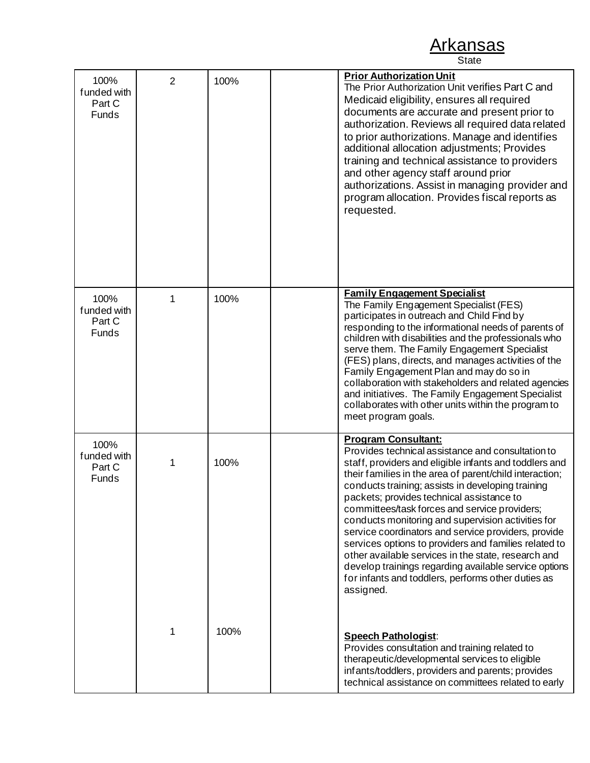# Arkansas

State

| | | | | |
|---|---|---|---|---|
| 100% funded with Part C Funds | 2 | 100% | | **Prior Authorization Unit** The Prior Authorization Unit verifies Part C and Medicaid eligibility, ensures all required documents are accurate and present prior to authorization. Reviews all required data related to prior authorizations. Manage and identifies additional allocation adjustments; Provides training and technical assistance to providers and other agency staff around prior authorizations. Assist in managing provider and program allocation. Provides fiscal reports as requested. |
| 100% funded with Part C Funds | 1 | 100% | | **Family Engagement Specialist** The Family Engagement Specialist (FES) participates in outreach and Child Find by responding to the informational needs of parents of children with disabilities and the professionals who serve them. The Family Engagement Specialist (FES) plans, directs, and manages activities of the Family Engagement Plan and may do so in collaboration with stakeholders and related agencies and initiatives. The Family Engagement Specialist collaborates with other units within the program to meet program goals. |
| 100% funded with Part C Funds | 1 | 100% | | **Program Consultant:** Provides technical assistance and consultation to staff, providers and eligible infants and toddlers and their families in the area of parent/child interaction; conducts training; assists in developing training packets; provides technical assistance to committees/task forces and service providers; conducts monitoring and supervision activities for service coordinators and service providers, provide services options to providers and families related to other available services in the state, research and develop trainings regarding available service options for infants and toddlers, performs other duties as assigned. |
| | 1 | 100% | | **Speech Pathologist**: Provides consultation and training related to therapeutic/developmental services to eligible infants/toddlers, providers and parents; provides technical assistance on committees related to early |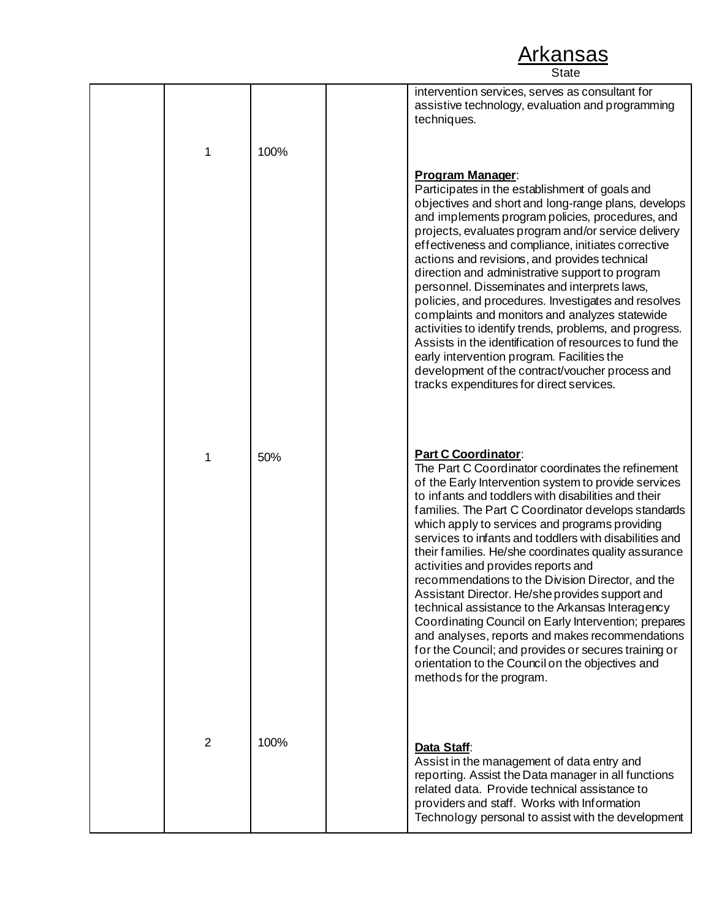Arkansas
State

| | | | | |
|---|---|---|---|---|
| | | | | intervention services, serves as consultant for assistive technology, evaluation and programming techniques. |
| | 1 | 100% | | **Program Manager**: Participates in the establishment of goals and objectives and short and long-range plans, develops and implements program policies, procedures, and projects, evaluates program and/or service delivery effectiveness and compliance, initiates corrective actions and revisions, and provides technical direction and administrative support to program personnel. Disseminates and interprets laws, policies, and procedures. Investigates and resolves complaints and monitors and analyzes statewide activities to identify trends, problems, and progress. Assists in the identification of resources to fund the early intervention program. Facilities the development of the contract/voucher process and tracks expenditures for direct services. |
| | 1 | 50% | | **Part C Coordinator**: The Part C Coordinator coordinates the refinement of the Early Intervention system to provide services to infants and toddlers with disabilities and their families. The Part C Coordinator develops standards which apply to services and programs providing services to infants and toddlers with disabilities and their families. He/she coordinates quality assurance activities and provides reports and recommendations to the Division Director, and the Assistant Director. He/she provides support and technical assistance to the Arkansas Interagency Coordinating Council on Early Intervention; prepares and analyses, reports and makes recommendations for the Council; and provides or secures training or orientation to the Council on the objectives and methods for the program. |
| | 2 | 100% | | **Data Staff**: Assist in the management of data entry and reporting. Assist the Data manager in all functions related data. Provide technical assistance to providers and staff. Works with Information Technology personal to assist with the development |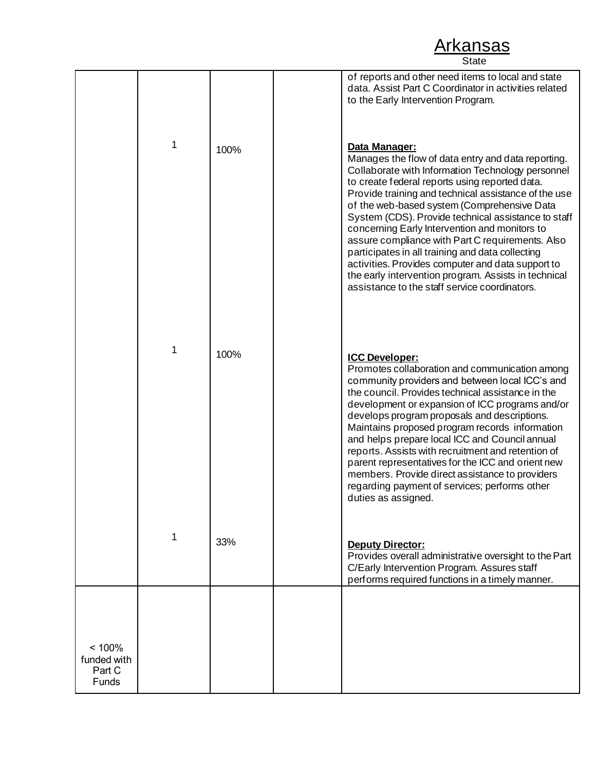Arkansas
State

| | | | | |
|---|---|---|---|---|
| | | | | of reports and other need items to local and state data. Assist Part C Coordinator in activities related to the Early Intervention Program. |
| | 1 | 100% | | **Data Manager:** Manages the flow of data entry and data reporting. Collaborate with Information Technology personnel to create federal reports using reported data. Provide training and technical assistance of the use of the web-based system (Comprehensive Data System (CDS). Provide technical assistance to staff concerning Early Intervention and monitors to assure compliance with Part C requirements. Also participates in all training and data collecting activities. Provides computer and data support to the early intervention program. Assists in technical assistance to the staff service coordinators. |
| | 1 | 100% | | **ICC Developer:** Promotes collaboration and communication among community providers and between local ICC's and the council. Provides technical assistance in the development or expansion of ICC programs and/or develops program proposals and descriptions. Maintains proposed program records information and helps prepare local ICC and Council annual reports. Assists with recruitment and retention of parent representatives for the ICC and orient new members. Provide direct assistance to providers regarding payment of services; performs other duties as assigned. |
| | 1 | 33% | | **Deputy Director:** Provides overall administrative oversight to the Part C/Early Intervention Program. Assures staff performs required functions in a timely manner. |
| < 100% funded with Part C Funds | | | | |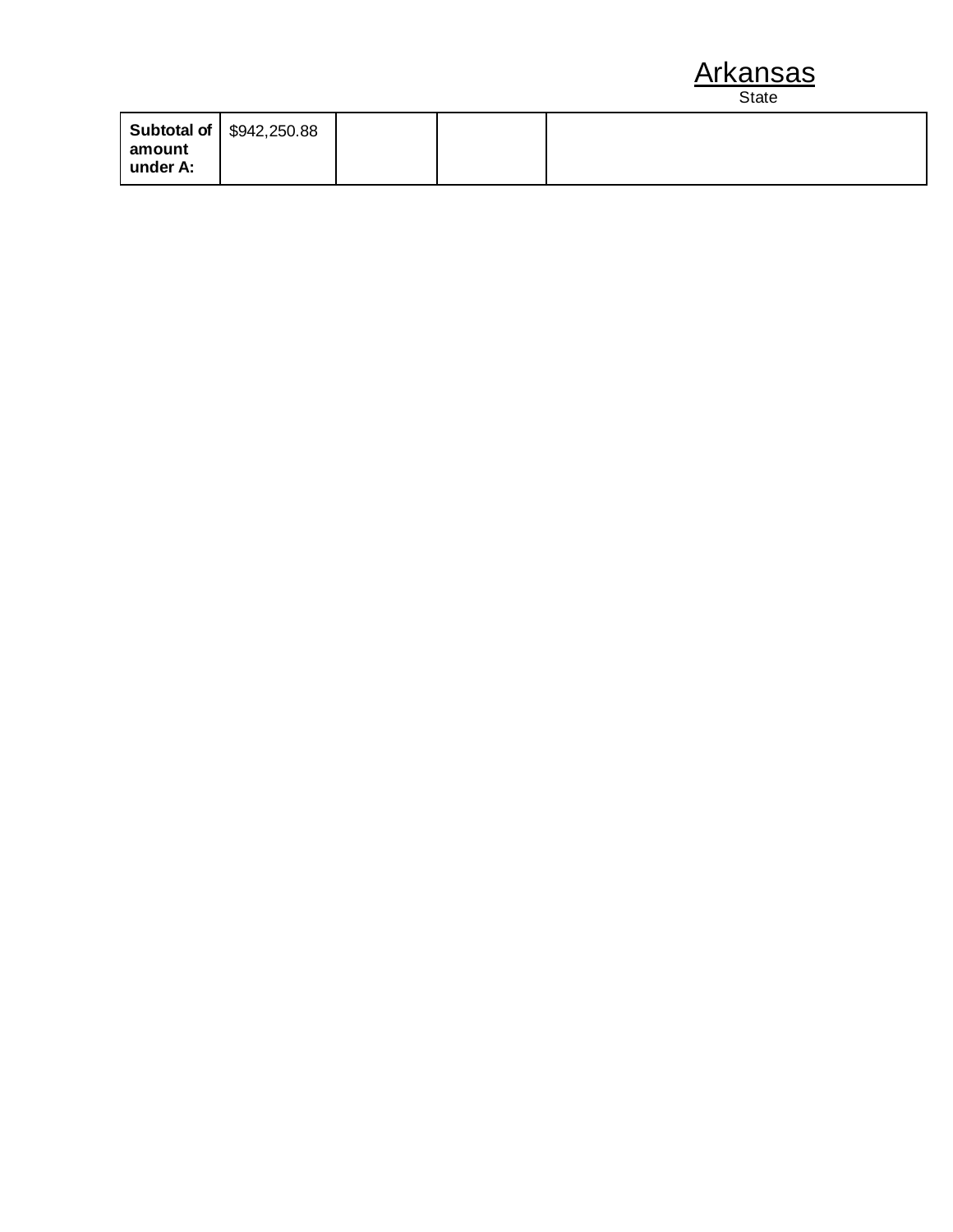| Subtotal of amount under A: | $942,250.88 | | | |
|---|---|---|---|---|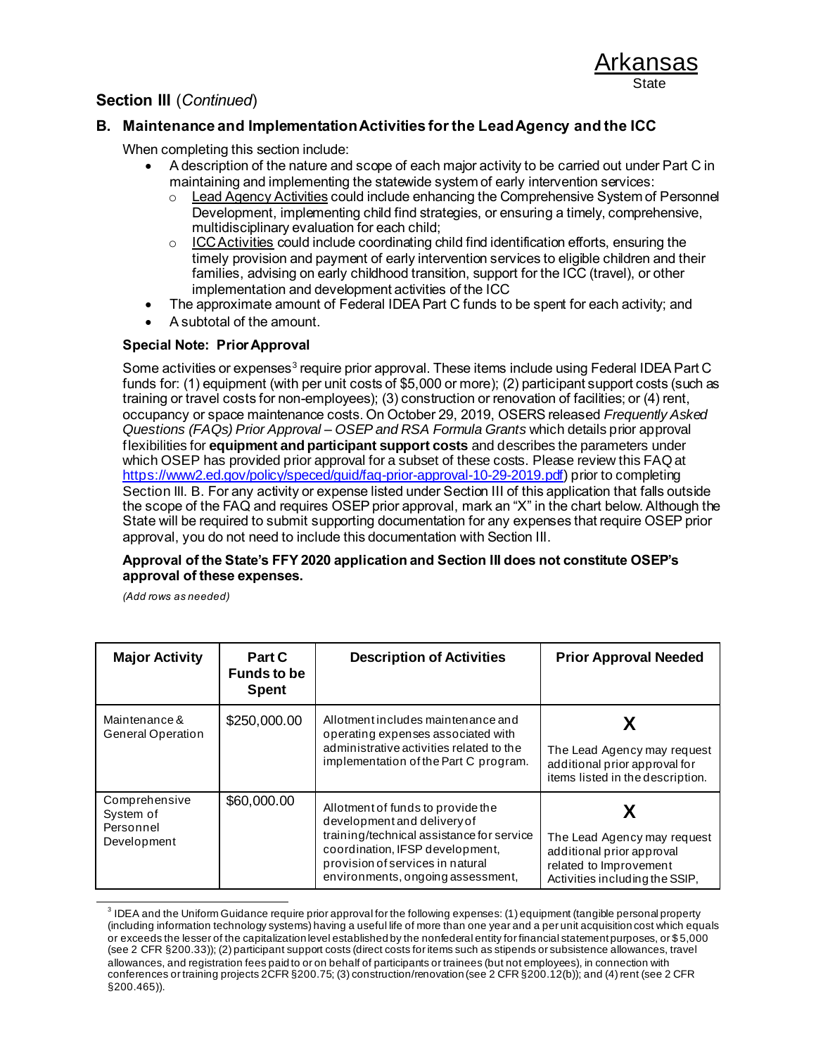Arkansas
State

## Section III (*Continued*)

### B. Maintenance and Implementation Activities for the Lead Agency and the ICC

When completing this section include:

- A description of the nature and scope of each major activity to be carried out under Part C in maintaining and implementing the statewide system of early intervention services:
  - Lead Agency Activities could include enhancing the Comprehensive System of Personnel Development, implementing child find strategies, or ensuring a timely, comprehensive, multidisciplinary evaluation for each child;
  - ICC Activities could include coordinating child find identification efforts, ensuring the timely provision and payment of early intervention services to eligible children and their families, advising on early childhood transition, support for the ICC (travel), or other implementation and development activities of the ICC
- The approximate amount of Federal IDEA Part C funds to be spent for each activity; and
- A subtotal of the amount.

**Special Note: Prior Approval**

Some activities or expenses[3] require prior approval. These items include using Federal IDEA Part C funds for: (1) equipment (with per unit costs of $5,000 or more); (2) participant support costs (such as training or travel costs for non-employees); (3) construction or renovation of facilities; or (4) rent, occupancy or space maintenance costs. On October 29, 2019, OSERS released *Frequently Asked Questions (FAQs) Prior Approval – OSEP and RSA Formula Grants* which details prior approval flexibilities for **equipment and participant support costs** and describes the parameters under which OSEP has provided prior approval for a subset of these costs. Please review this FAQ at https://www2.ed.gov/policy/speced/guid/faq-prior-approval-10-29-2019.pdf) prior to completing Section III. B. For any activity or expense listed under Section III of this application that falls outside the scope of the FAQ and requires OSEP prior approval, mark an "X" in the chart below. Although the State will be required to submit supporting documentation for any expenses that require OSEP prior approval, you do not need to include this documentation with Section III.

**Approval of the State's FFY 2020 application and Section III does not constitute OSEP's approval of these expenses.**

*(Add rows as needed)*

| Major Activity | Part C Funds to be Spent | Description of Activities | Prior Approval Needed |
|---|---|---|---|
| Maintenance & General Operation | $250,000.00 | Allotment includes maintenance and operating expenses associated with administrative activities related to the implementation of the Part C program. | **X** The Lead Agency may request additional prior approval for items listed in the description. |
| Comprehensive System of Personnel Development | $60,000.00 | Allotment of funds to provide the development and delivery of training/technical assistance for service coordination, IFSP development, provision of services in natural environments, ongoing assessment, | **X** The Lead Agency may request additional prior approval related to Improvement Activities including the SSIP, |

[3] IDEA and the Uniform Guidance require prior approval for the following expenses: (1) equipment (tangible personal property (including information technology systems) having a useful life of more than one year and a per unit acquisition cost which equals or exceeds the lesser of the capitalization level established by the nonfederal entity for financial statement purposes, or $5,000 (see 2 CFR §200.33)); (2) participant support costs (direct costs for items such as stipends or subsistence allowances, travel allowances, and registration fees paid to or on behalf of participants or trainees (but not employees), in connection with conferences or training projects 2CFR §200.75; (3) construction/renovation (see 2 CFR §200.12(b)); and (4) rent (see 2 CFR §200.465)).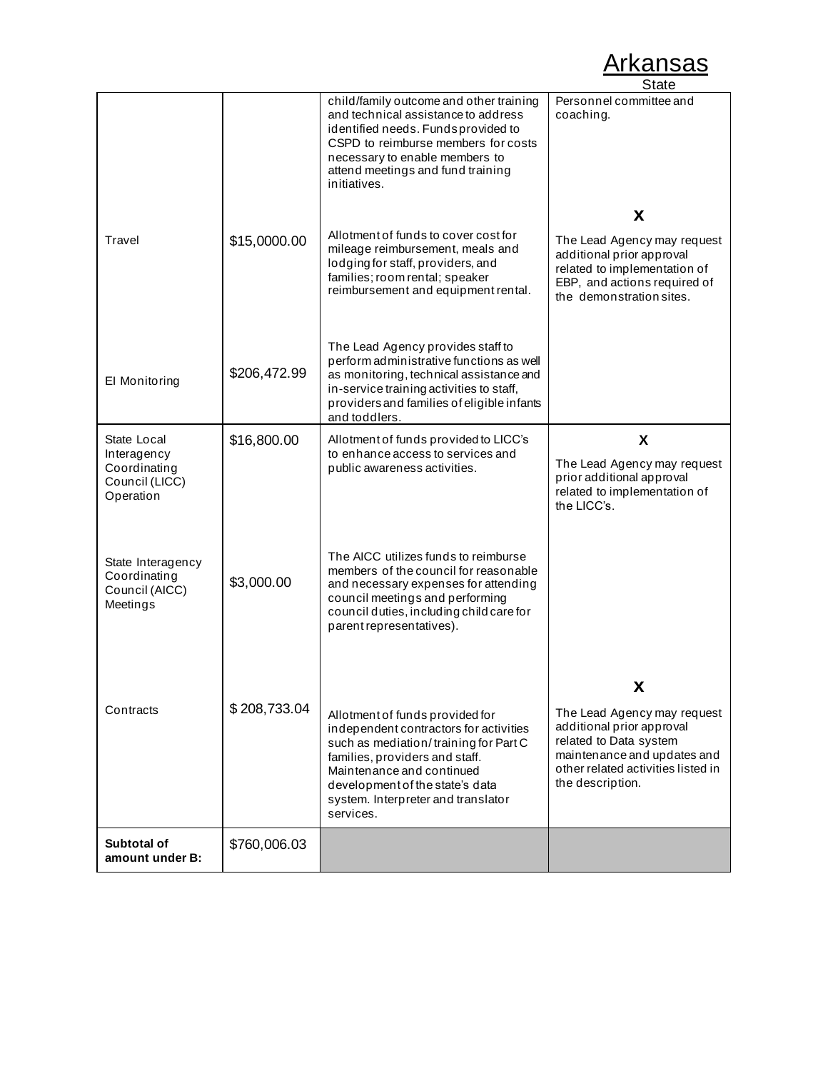Arkansas
State

| | | | |
|---|---|---|---|
| | | child/family outcome and other training and technical assistance to address identified needs. Funds provided to CSPD to reimburse members for costs necessary to enable members to attend meetings and fund training initiatives. | Personnel committee and coaching. |
| Travel | $15,0000.00 | Allotment of funds to cover cost for mileage reimbursement, meals and lodging for staff, providers, and families; room rental; speaker reimbursement and equipment rental. | **X** The Lead Agency may request additional prior approval related to implementation of EBP, and actions required of the demonstration sites. |
| EI Monitoring | $206,472.99 | The Lead Agency provides staff to perform administrative functions as well as monitoring, technical assistance and in-service training activities to staff, providers and families of eligible infants and toddlers. | |
| State Local Interagency Coordinating Council (LICC) Operation | $16,800.00 | Allotment of funds provided to LICC's to enhance access to services and public awareness activities. | **X** The Lead Agency may request prior additional approval related to implementation of the LICC's. |
| State Interagency Coordinating Council (AICC) Meetings | $3,000.00 | The AICC utilizes funds to reimburse members of the council for reasonable and necessary expenses for attending council meetings and performing council duties, including child care for parent representatives). | |
| Contracts | $ 208,733.04 | Allotment of funds provided for independent contractors for activities such as mediation/training for Part C families, providers and staff. Maintenance and continued development of the state's data system. Interpreter and translator services. | **X** The Lead Agency may request additional prior approval related to Data system maintenance and updates and other related activities listed in the description. |
| **Subtotal of amount under B:** | $760,006.03 | | |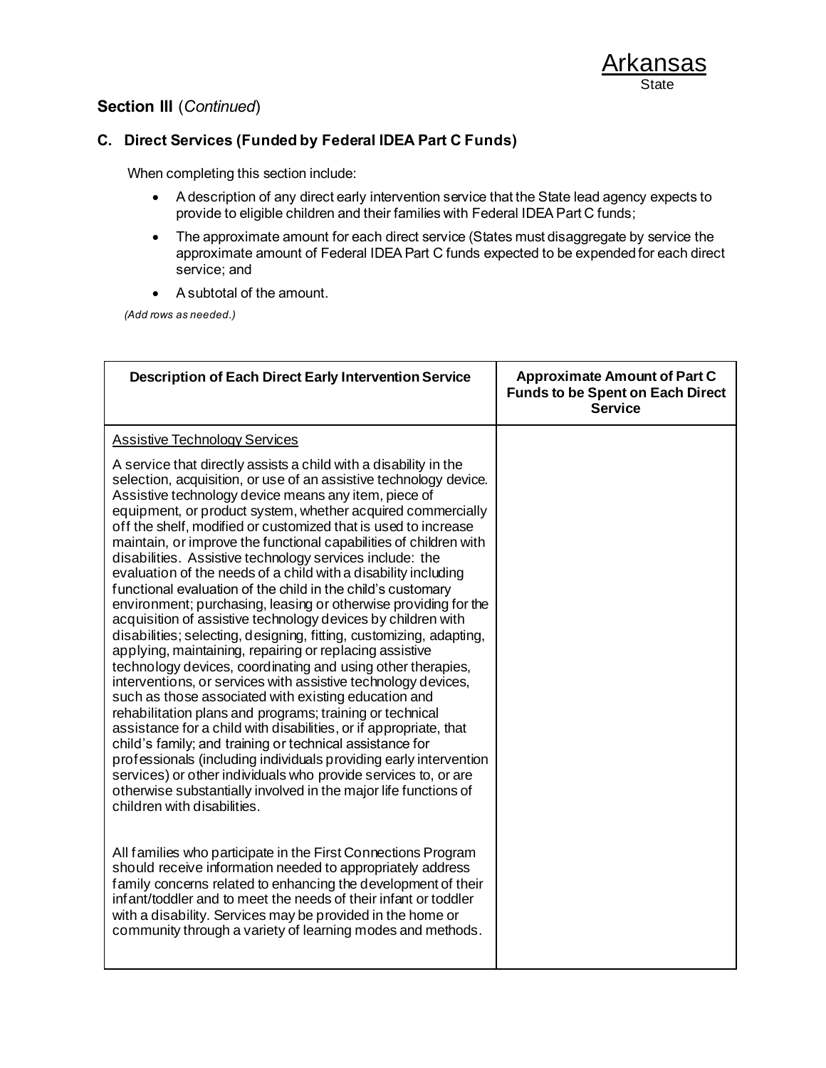Arkansas
State

## Section III (*Continued*)

### C. Direct Services (Funded by Federal IDEA Part C Funds)

When completing this section include:

- A description of any direct early intervention service that the State lead agency expects to provide to eligible children and their families with Federal IDEA Part C funds;
- The approximate amount for each direct service (States must disaggregate by service the approximate amount of Federal IDEA Part C funds expected to be expended for each direct service; and
- A subtotal of the amount.

*(Add rows as needed.)*

| Description of Each Direct Early Intervention Service | Approximate Amount of Part C Funds to be Spent on Each Direct Service |
|---|---|
| Assistive Technology Services<br><br>A service that directly assists a child with a disability in the selection, acquisition, or use of an assistive technology device. Assistive technology device means any item, piece of equipment, or product system, whether acquired commercially off the shelf, modified or customized that is used to increase maintain, or improve the functional capabilities of children with disabilities. Assistive technology services include: the evaluation of the needs of a child with a disability including functional evaluation of the child in the child's customary environment; purchasing, leasing or otherwise providing for the acquisition of assistive technology devices by children with disabilities; selecting, designing, fitting, customizing, adapting, applying, maintaining, repairing or replacing assistive technology devices, coordinating and using other therapies, interventions, or services with assistive technology devices, such as those associated with existing education and rehabilitation plans and programs; training or technical assistance for a child with disabilities, or if appropriate, that child's family; and training or technical assistance for professionals (including individuals providing early intervention services) or other individuals who provide services to, or are otherwise substantially involved in the major life functions of children with disabilities.<br><br>All families who participate in the First Connections Program should receive information needed to appropriately address family concerns related to enhancing the development of their infant/toddler and to meet the needs of their infant or toddler with a disability. Services may be provided in the home or community through a variety of learning modes and methods. | |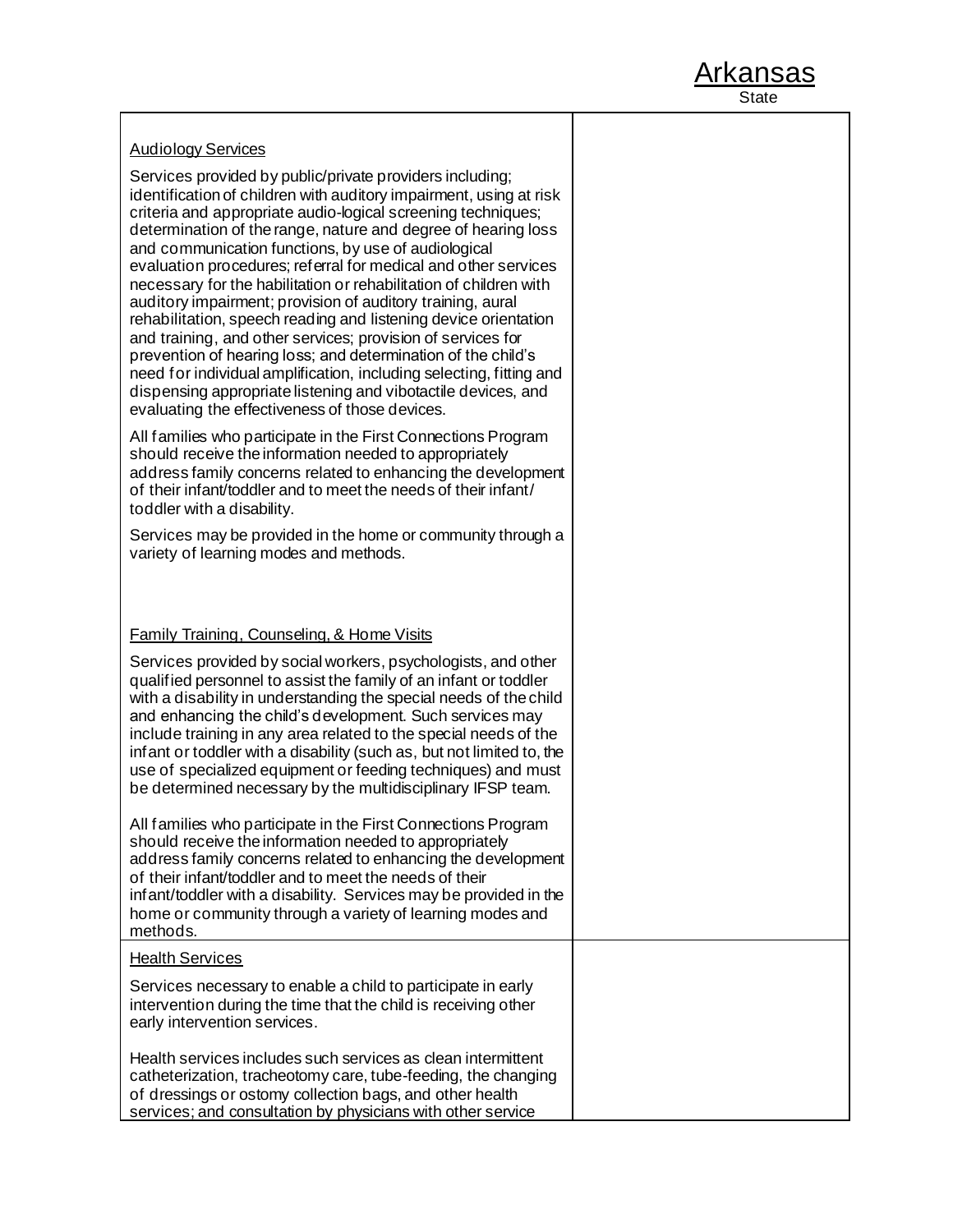Arkansas
State

| | |
|---|---|
| Audiology Services<br><br>Services provided by public/private providers including; identification of children with auditory impairment, using at risk criteria and appropriate audio-logical screening techniques; determination of the range, nature and degree of hearing loss and communication functions, by use of audiological evaluation procedures; referral for medical and other services necessary for the habilitation or rehabilitation of children with auditory impairment; provision of auditory training, aural rehabilitation, speech reading and listening device orientation and training, and other services; provision of services for prevention of hearing loss; and determination of the child's need for individual amplification, including selecting, fitting and dispensing appropriate listening and vibotactile devices, and evaluating the effectiveness of those devices.<br><br>All families who participate in the First Connections Program should receive the information needed to appropriately address family concerns related to enhancing the development of their infant/toddler and to meet the needs of their infant/ toddler with a disability.<br><br>Services may be provided in the home or community through a variety of learning modes and methods.<br><br>Family Training, Counseling, & Home Visits<br><br>Services provided by social workers, psychologists, and other qualified personnel to assist the family of an infant or toddler with a disability in understanding the special needs of the child and enhancing the child's development. Such services may include training in any area related to the special needs of the infant or toddler with a disability (such as, but not limited to, the use of specialized equipment or feeding techniques) and must be determined necessary by the multidisciplinary IFSP team.<br><br>All families who participate in the First Connections Program should receive the information needed to appropriately address family concerns related to enhancing the development of their infant/toddler and to meet the needs of their infant/toddler with a disability. Services may be provided in the home or community through a variety of learning modes and methods. | |
| Health Services<br><br>Services necessary to enable a child to participate in early intervention during the time that the child is receiving other early intervention services.<br><br>Health services includes such services as clean intermittent catheterization, tracheotomy care, tube-feeding, the changing of dressings or ostomy collection bags, and other health services; and consultation by physicians with other service | |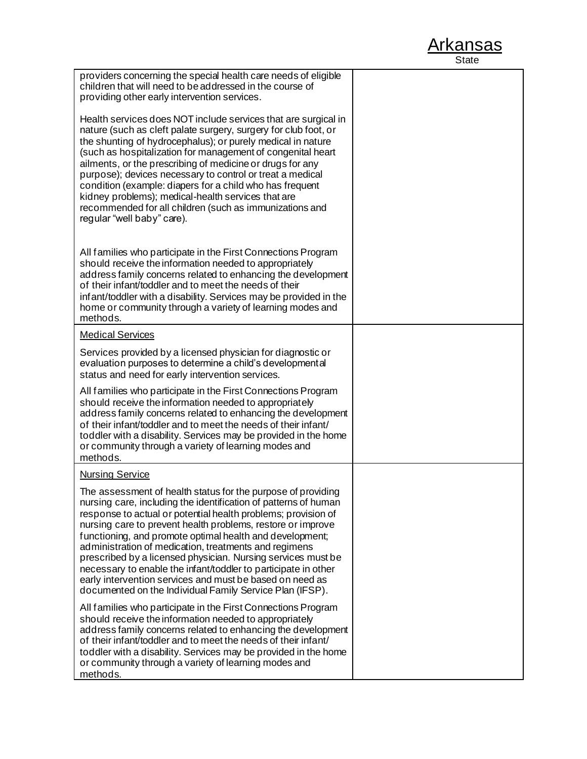Arkansas
State

| | |
|---|---|
| providers concerning the special health care needs of eligible children that will need to be addressed in the course of providing other early intervention services.<br><br>Health services does NOT include services that are surgical in nature (such as cleft palate surgery, surgery for club foot, or the shunting of hydrocephalus); or purely medical in nature (such as hospitalization for management of congenital heart ailments, or the prescribing of medicine or drugs for any purpose); devices necessary to control or treat a medical condition (example: diapers for a child who has frequent kidney problems); medical-health services that are recommended for all children (such as immunizations and regular "well baby" care).<br><br>All families who participate in the First Connections Program should receive the information needed to appropriately address family concerns related to enhancing the development of their infant/toddler and to meet the needs of their infant/toddler with a disability. Services may be provided in the home or community through a variety of learning modes and methods. | |
| <u>Medical Services</u><br><br>Services provided by a licensed physician for diagnostic or evaluation purposes to determine a child's developmental status and need for early intervention services.<br><br>All families who participate in the First Connections Program should receive the information needed to appropriately address family concerns related to enhancing the development of their infant/toddler and to meet the needs of their infant/toddler with a disability. Services may be provided in the home or community through a variety of learning modes and methods. | |
| <u>Nursing Service</u><br><br>The assessment of health status for the purpose of providing nursing care, including the identification of patterns of human response to actual or potential health problems; provision of nursing care to prevent health problems, restore or improve functioning, and promote optimal health and development; administration of medication, treatments and regimens prescribed by a licensed physician. Nursing services must be necessary to enable the infant/toddler to participate in other early intervention services and must be based on need as documented on the Individual Family Service Plan (IFSP).<br><br>All families who participate in the First Connections Program should receive the information needed to appropriately address family concerns related to enhancing the development of their infant/toddler and to meet the needs of their infant/toddler with a disability. Services may be provided in the home or community through a variety of learning modes and methods. | |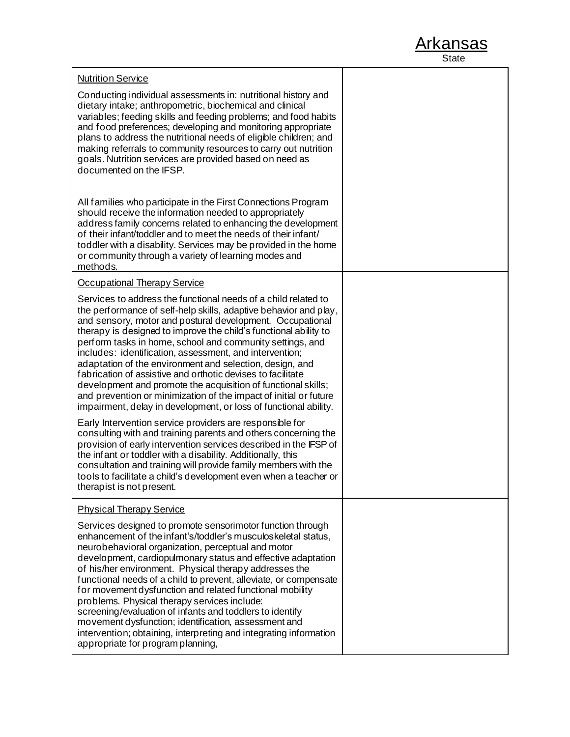Arkansas
State

| | |
|---|---|
| <u>Nutrition Service</u><br><br>Conducting individual assessments in: nutritional history and dietary intake; anthropometric, biochemical and clinical variables; feeding skills and feeding problems; and food habits and food preferences; developing and monitoring appropriate plans to address the nutritional needs of eligible children; and making referrals to community resources to carry out nutrition goals. Nutrition services are provided based on need as documented on the IFSP.<br><br>All families who participate in the First Connections Program should receive the information needed to appropriately address family concerns related to enhancing the development of their infant/toddler and to meet the needs of their infant/ toddler with a disability. Services may be provided in the home or community through a variety of learning modes and methods. | |
| <u>Occupational Therapy Service</u><br><br>Services to address the functional needs of a child related to the performance of self-help skills, adaptive behavior and play, and sensory, motor and postural development. Occupational therapy is designed to improve the child's functional ability to perform tasks in home, school and community settings, and includes: identification, assessment, and intervention; adaptation of the environment and selection, design, and fabrication of assistive and orthotic devises to facilitate development and promote the acquisition of functional skills; and prevention or minimization of the impact of initial or future impairment, delay in development, or loss of functional ability.<br><br>Early Intervention service providers are responsible for consulting with and training parents and others concerning the provision of early intervention services described in the IFSP of the infant or toddler with a disability. Additionally, this consultation and training will provide family members with the tools to facilitate a child's development even when a teacher or therapist is not present. | |
| <u>Physical Therapy Service</u><br><br>Services designed to promote sensorimotor function through enhancement of the infant's/toddler's musculoskeletal status, neurobehavioral organization, perceptual and motor development, cardiopulmonary status and effective adaptation of his/her environment. Physical therapy addresses the functional needs of a child to prevent, alleviate, or compensate for movement dysfunction and related functional mobility problems. Physical therapy services include: screening/evaluation of infants and toddlers to identify movement dysfunction; identification, assessment and intervention; obtaining, interpreting and integrating information appropriate for program planning, | |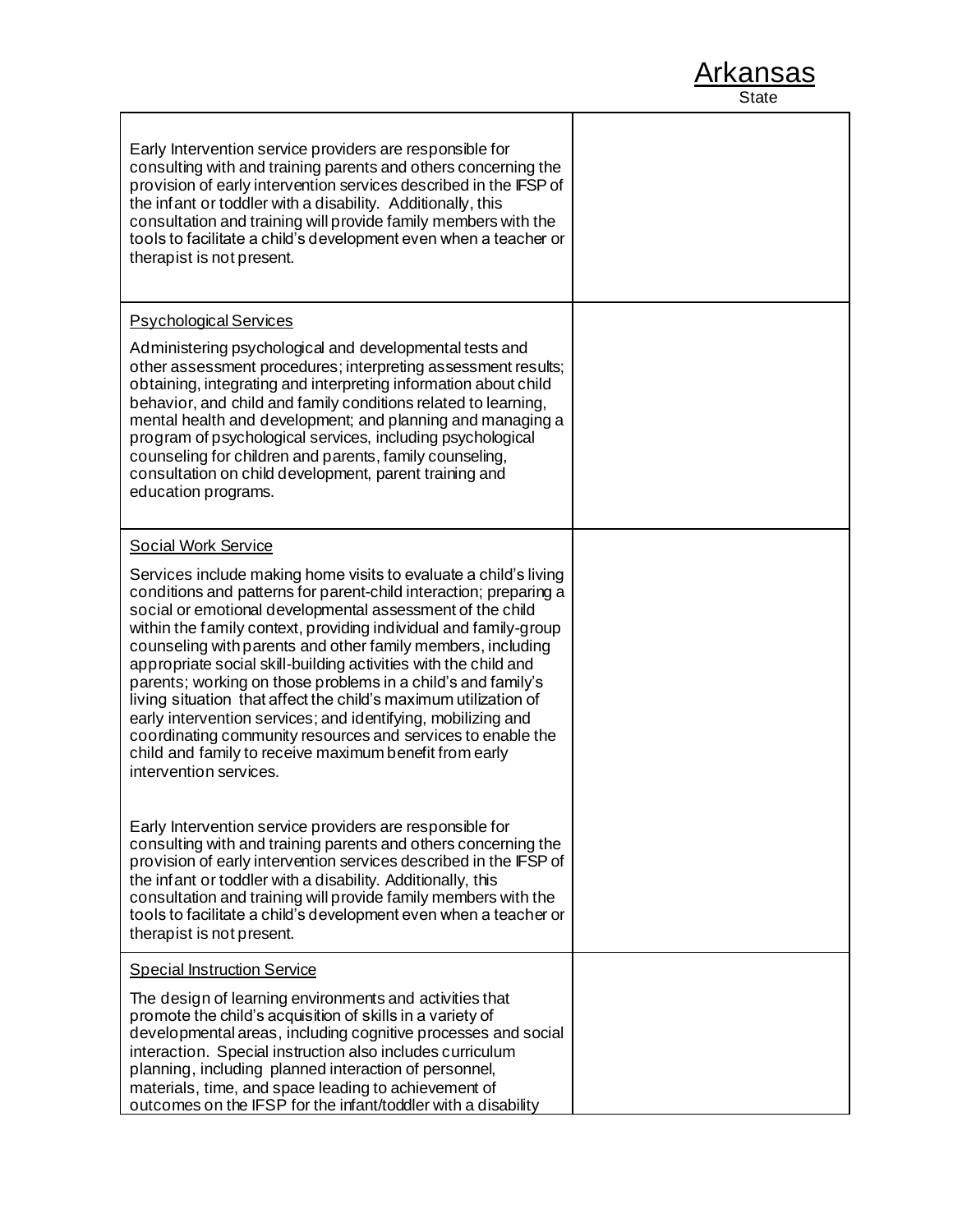Arkansas
State

| | |
|---|---|
| Early Intervention service providers are responsible for consulting with and training parents and others concerning the provision of early intervention services described in the IFSP of the infant or toddler with a disability. Additionally, this consultation and training will provide family members with the tools to facilitate a child's development even when a teacher or therapist is not present. | |
| <u>Psychological Services</u><br><br>Administering psychological and developmental tests and other assessment procedures; interpreting assessment results; obtaining, integrating and interpreting information about child behavior, and child and family conditions related to learning, mental health and development; and planning and managing a program of psychological services, including psychological counseling for children and parents, family counseling, consultation on child development, parent training and education programs. | |
| <u>Social Work Service</u><br><br>Services include making home visits to evaluate a child's living conditions and patterns for parent-child interaction; preparing a social or emotional developmental assessment of the child within the family context, providing individual and family-group counseling with parents and other family members, including appropriate social skill-building activities with the child and parents; working on those problems in a child's and family's living situation that affect the child's maximum utilization of early intervention services; and identifying, mobilizing and coordinating community resources and services to enable the child and family to receive maximum benefit from early intervention services.<br><br>Early Intervention service providers are responsible for consulting with and training parents and others concerning the provision of early intervention services described in the IFSP of the infant or toddler with a disability. Additionally, this consultation and training will provide family members with the tools to facilitate a child's development even when a teacher or therapist is not present. | |
| <u>Special Instruction Service</u><br><br>The design of learning environments and activities that promote the child's acquisition of skills in a variety of developmental areas, including cognitive processes and social interaction. Special instruction also includes curriculum planning, including planned interaction of personnel, materials, time, and space leading to achievement of outcomes on the IFSP for the infant/toddler with a disability | |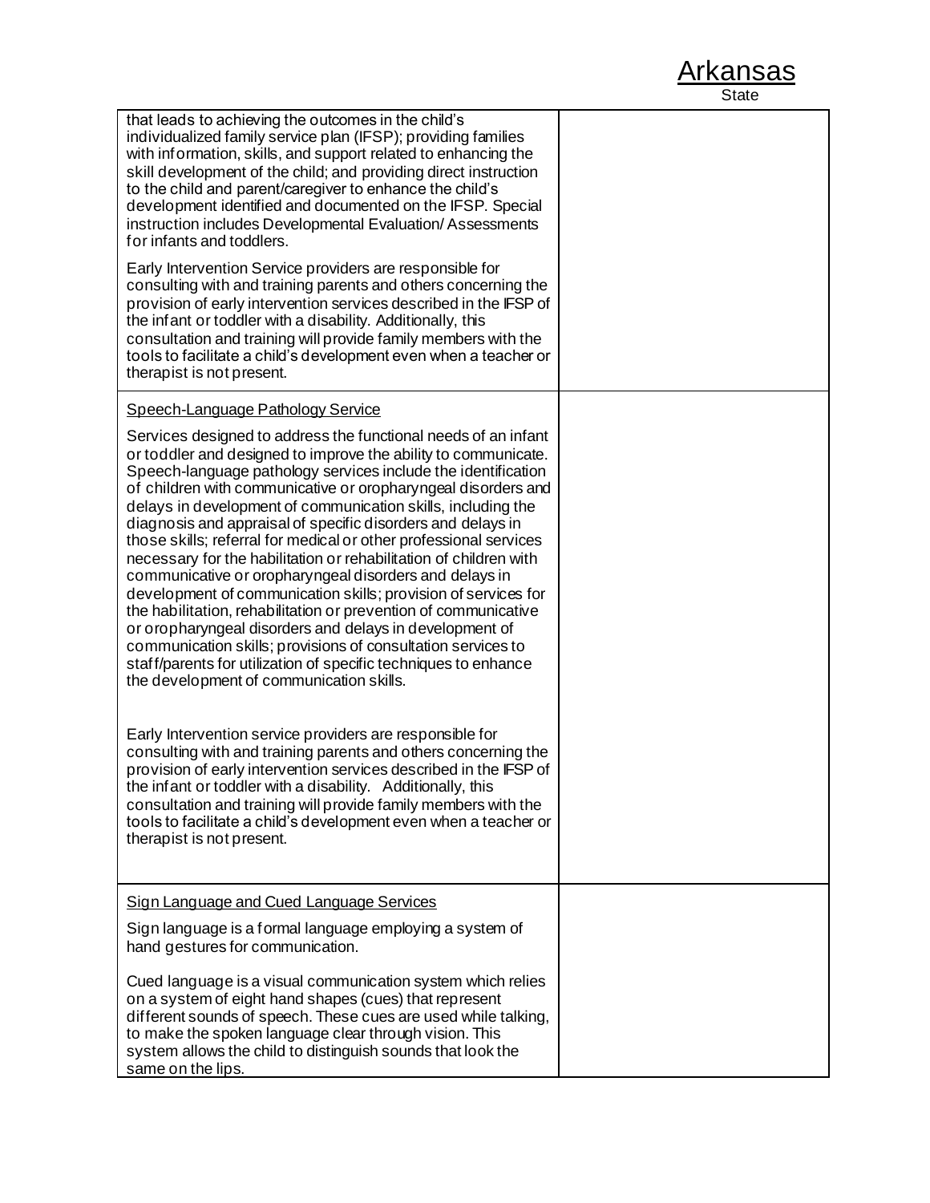| | |
|---|---|
| that leads to achieving the outcomes in the child's individualized family service plan (IFSP); providing families with information, skills, and support related to enhancing the skill development of the child; and providing direct instruction to the child and parent/caregiver to enhance the child's development identified and documented on the IFSP. Special instruction includes Developmental Evaluation/ Assessments for infants and toddlers.<br><br>Early Intervention Service providers are responsible for consulting with and training parents and others concerning the provision of early intervention services described in the IFSP of the infant or toddler with a disability. Additionally, this consultation and training will provide family members with the tools to facilitate a child's development even when a teacher or therapist is not present. | |
| Speech-Language Pathology Service<br><br>Services designed to address the functional needs of an infant or toddler and designed to improve the ability to communicate. Speech-language pathology services include the identification of children with communicative or oropharyngeal disorders and delays in development of communication skills, including the diagnosis and appraisal of specific disorders and delays in those skills; referral for medical or other professional services necessary for the habilitation or rehabilitation of children with communicative or oropharyngeal disorders and delays in development of communication skills; provision of services for the habilitation, rehabilitation or prevention of communicative or oropharyngeal disorders and delays in development of communication skills; provisions of consultation services to staff/parents for utilization of specific techniques to enhance the development of communication skills.<br><br>Early Intervention service providers are responsible for consulting with and training parents and others concerning the provision of early intervention services described in the IFSP of the infant or toddler with a disability. Additionally, this consultation and training will provide family members with the tools to facilitate a child's development even when a teacher or therapist is not present. | |
| Sign Language and Cued Language Services<br><br>Sign language is a formal language employing a system of hand gestures for communication.<br><br>Cued language is a visual communication system which relies on a system of eight hand shapes (cues) that represent different sounds of speech. These cues are used while talking, to make the spoken language clear through vision. This system allows the child to distinguish sounds that look the same on the lips. | |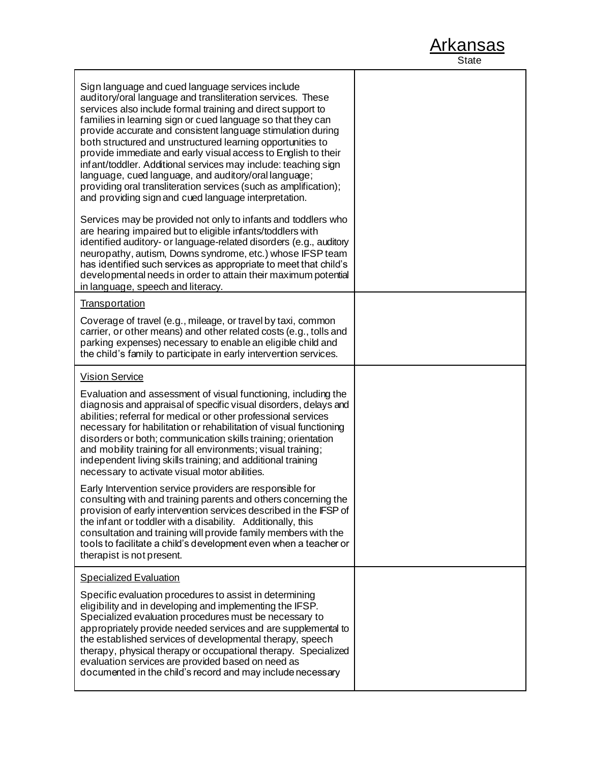Arkansas
State

| | |
|---|---|
| Sign language and cued language services include auditory/oral language and transliteration services. These services also include formal training and direct support to families in learning sign or cued language so that they can provide accurate and consistent language stimulation during both structured and unstructured learning opportunities to provide immediate and early visual access to English to their infant/toddler. Additional services may include: teaching sign language, cued language, and auditory/oral language; providing oral transliteration services (such as amplification); and providing sign and cued language interpretation.<br><br>Services may be provided not only to infants and toddlers who are hearing impaired but to eligible infants/toddlers with identified auditory- or language-related disorders (e.g., auditory neuropathy, autism, Downs syndrome, etc.) whose IFSP team has identified such services as appropriate to meet that child's developmental needs in order to attain their maximum potential in language, speech and literacy. | |
| <u>Transportation</u><br><br>Coverage of travel (e.g., mileage, or travel by taxi, common carrier, or other means) and other related costs (e.g., tolls and parking expenses) necessary to enable an eligible child and the child's family to participate in early intervention services. | |
| <u>Vision Service</u><br><br>Evaluation and assessment of visual functioning, including the diagnosis and appraisal of specific visual disorders, delays and abilities; referral for medical or other professional services necessary for habilitation or rehabilitation of visual functioning disorders or both; communication skills training; orientation and mobility training for all environments; visual training; independent living skills training; and additional training necessary to activate visual motor abilities.<br><br>Early Intervention service providers are responsible for consulting with and training parents and others concerning the provision of early intervention services described in the IFSP of the infant or toddler with a disability. Additionally, this consultation and training will provide family members with the tools to facilitate a child's development even when a teacher or therapist is not present. | |
| <u>Specialized Evaluation</u><br><br>Specific evaluation procedures to assist in determining eligibility and in developing and implementing the IFSP. Specialized evaluation procedures must be necessary to appropriately provide needed services and are supplemental to the established services of developmental therapy, speech therapy, physical therapy or occupational therapy. Specialized evaluation services are provided based on need as documented in the child's record and may include necessary | |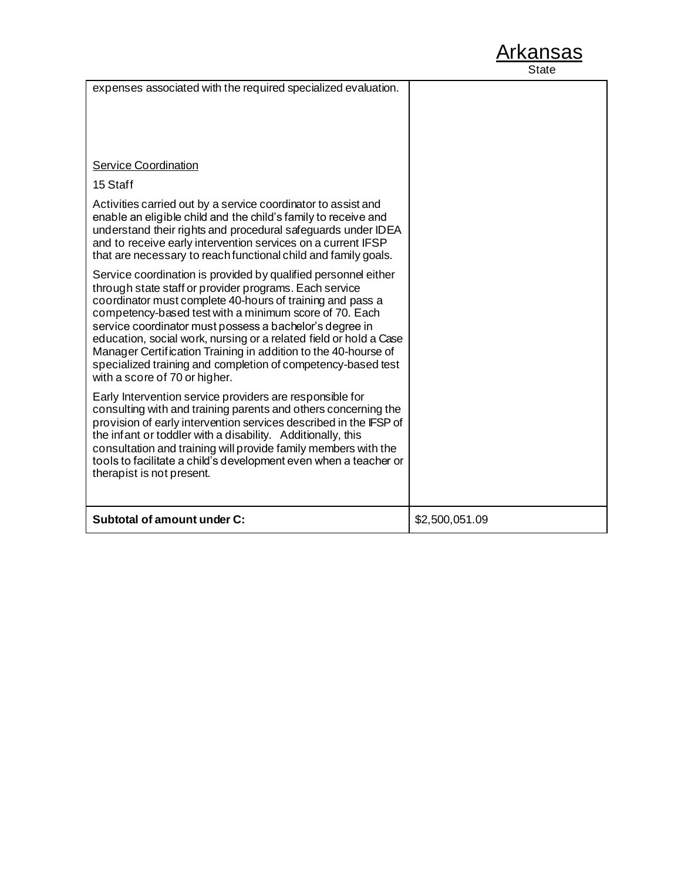| | |
|---|---|
| expenses associated with the required specialized evaluation.<br><br><u>Service Coordination</u><br><br>15 Staff<br><br>Activities carried out by a service coordinator to assist and enable an eligible child and the child's family to receive and understand their rights and procedural safeguards under IDEA and to receive early intervention services on a current IFSP that are necessary to reach functional child and family goals.<br><br>Service coordination is provided by qualified personnel either through state staff or provider programs. Each service coordinator must complete 40-hours of training and pass a competency-based test with a minimum score of 70. Each service coordinator must possess a bachelor's degree in education, social work, nursing or a related field or hold a Case Manager Certification Training in addition to the 40-hourse of specialized training and completion of competency-based test with a score of 70 or higher.<br><br>Early Intervention service providers are responsible for consulting with and training parents and others concerning the provision of early intervention services described in the IFSP of the infant or toddler with a disability. Additionally, this consultation and training will provide family members with the tools to facilitate a child's development even when a teacher or therapist is not present. | |
| **Subtotal of amount under C:** | $2,500,051.09 |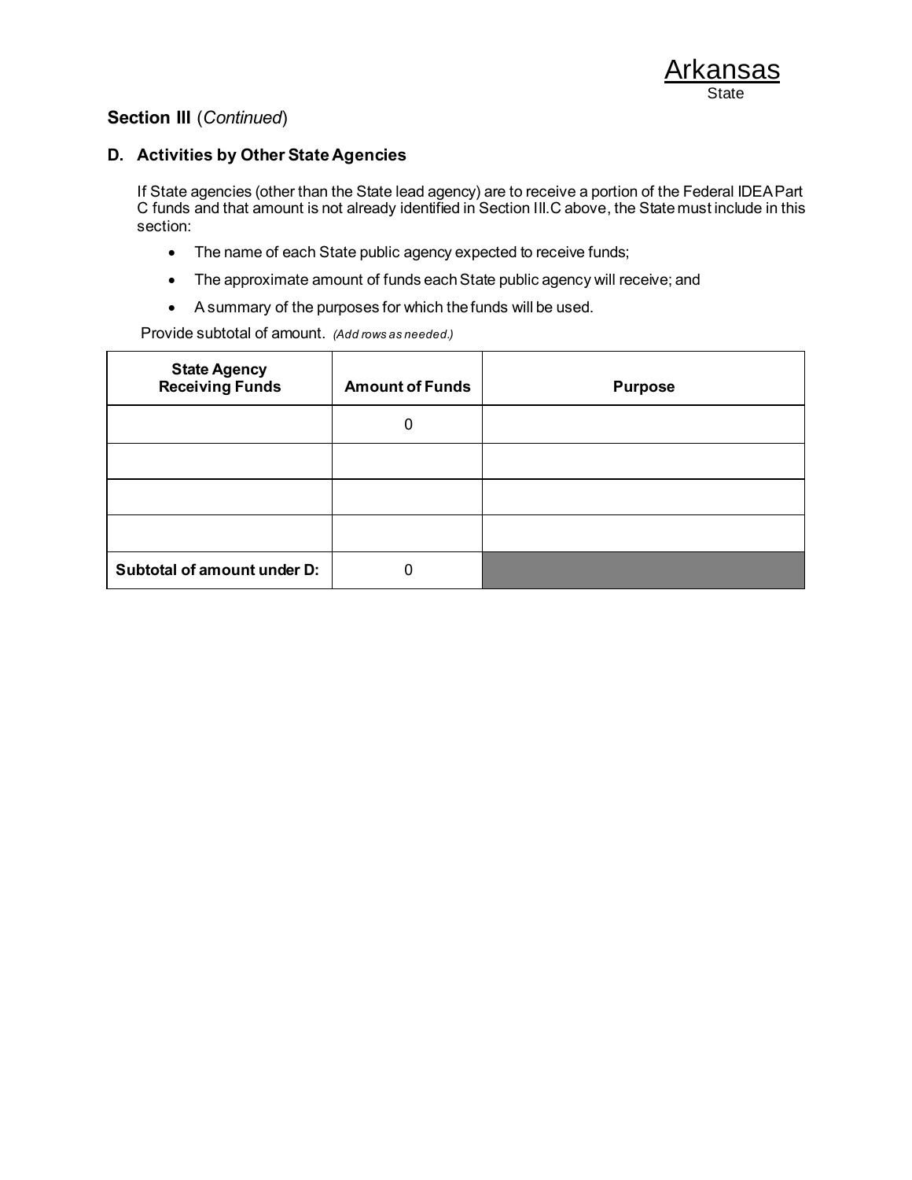Arkansas
State

## Section III (*Continued*)

### D. Activities by Other State Agencies

If State agencies (other than the State lead agency) are to receive a portion of the Federal IDEA Part C funds and that amount is not already identified in Section III.C above, the State must include in this section:

- The name of each State public agency expected to receive funds;
- The approximate amount of funds each State public agency will receive; and
- A summary of the purposes for which the funds will be used.

Provide subtotal of amount. *(Add rows as needed.)*

| State Agency Receiving Funds | Amount of Funds | Purpose |
|---|---|---|
| | 0 | |
| | | |
| | | |
| | | |
| **Subtotal of amount under D:** | 0 | |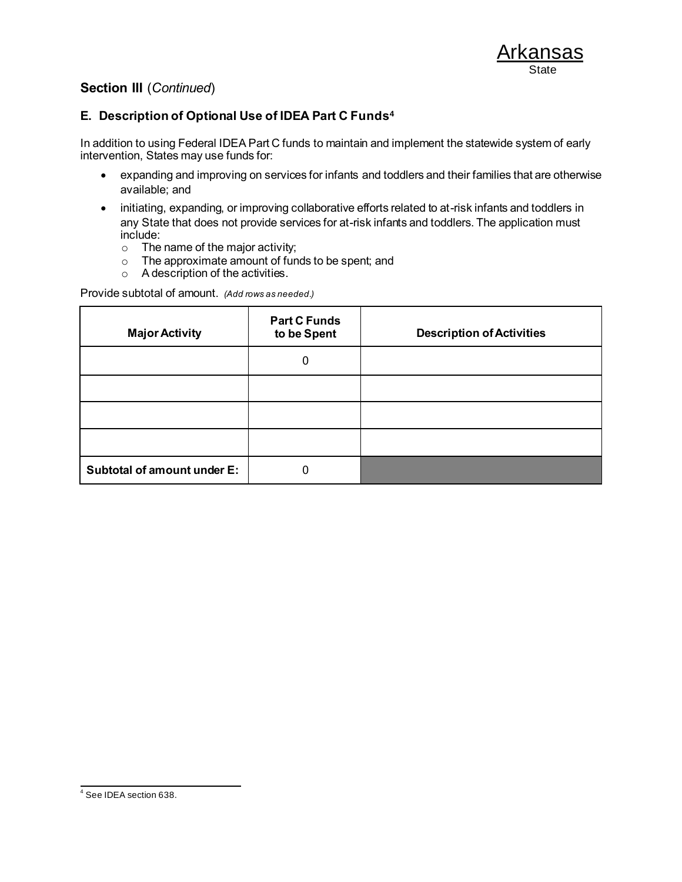Arkansas
State

## Section III (*Continued*)

### E. Description of Optional Use of IDEA Part C Funds[4]

In addition to using Federal IDEA Part C funds to maintain and implement the statewide system of early intervention, States may use funds for:

- expanding and improving on services for infants and toddlers and their families that are otherwise available; and
- initiating, expanding, or improving collaborative efforts related to at-risk infants and toddlers in any State that does not provide services for at-risk infants and toddlers. The application must include:
  - The name of the major activity;
  - The approximate amount of funds to be spent; and
  - A description of the activities.

Provide subtotal of amount. *(Add rows as needed.)*

| Major Activity | Part C Funds to be Spent | Description of Activities |
|---|---|---|
| | 0 | |
| | | |
| | | |
| | | |
| **Subtotal of amount under E:** | 0 | |

[4] See IDEA section 638.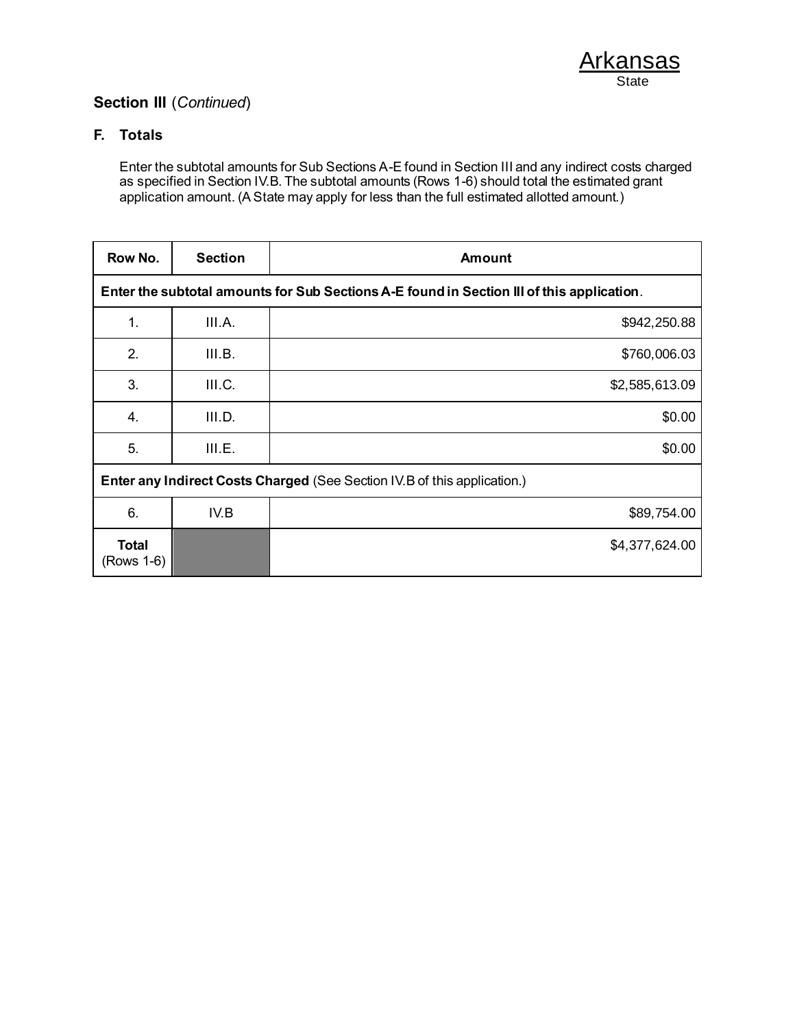Arkansas
State

**Section III** (*Continued*)

### F. Totals

Enter the subtotal amounts for Sub Sections A-E found in Section III and any indirect costs charged as specified in Section IV.B. The subtotal amounts (Rows 1-6) should total the estimated grant application amount. (A State may apply for less than the full estimated allotted amount.)

| Row No. | Section | Amount |
|---|---|---|
| **Enter the subtotal amounts for Sub Sections A-E found in Section III of this application**. | | |
| 1. | III.A. | $942,250.88 |
| 2. | III.B. | $760,006.03 |
| 3. | III.C. | $2,585,613.09 |
| 4. | III.D. | $0.00 |
| 5. | III.E. | $0.00 |
| **Enter any Indirect Costs Charged** (See Section IV.B of this application.) | | |
| 6. | IV.B | $89,754.00 |
| **Total** (Rows 1-6) | | $4,377,624.00 |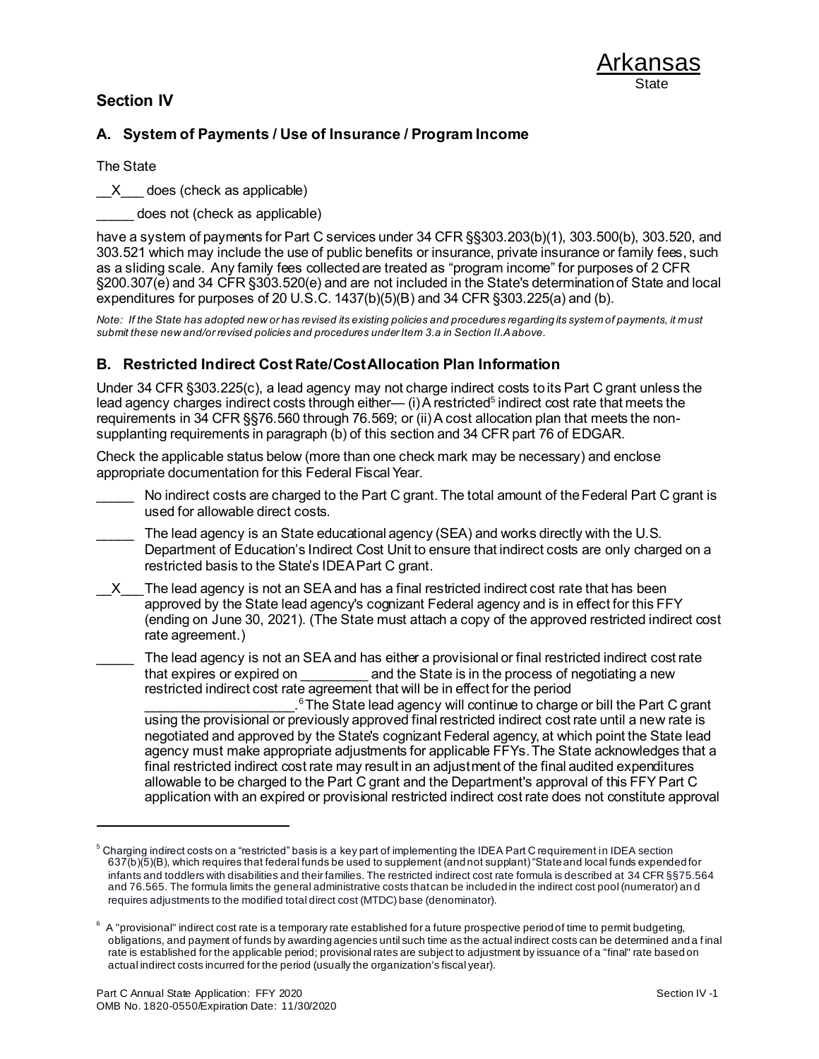Arkansas
State

## Section IV

### A. System of Payments / Use of Insurance / Program Income

The State

__X___ does (check as applicable)

_____ does not (check as applicable)

have a system of payments for Part C services under 34 CFR §§303.203(b)(1), 303.500(b), 303.520, and 303.521 which may include the use of public benefits or insurance, private insurance or family fees, such as a sliding scale. Any family fees collected are treated as "program income" for purposes of 2 CFR §200.307(e) and 34 CFR §303.520(e) and are not included in the State's determination of State and local expenditures for purposes of 20 U.S.C. 1437(b)(5)(B) and 34 CFR §303.225(a) and (b).

*Note: If the State has adopted new or has revised its existing policies and procedures regarding its system of payments, it must submit these new and/or revised policies and procedures under Item 3.a in Section II.A above.*

### B. Restricted Indirect Cost Rate/Cost Allocation Plan Information

Under 34 CFR §303.225(c), a lead agency may not charge indirect costs to its Part C grant unless the lead agency charges indirect costs through either— (i) A restricted[5] indirect cost rate that meets the requirements in 34 CFR §§76.560 through 76.569; or (ii) A cost allocation plan that meets the non-supplanting requirements in paragraph (b) of this section and 34 CFR part 76 of EDGAR.

Check the applicable status below (more than one check mark may be necessary) and enclose appropriate documentation for this Federal Fiscal Year.

_____ No indirect costs are charged to the Part C grant. The total amount of the Federal Part C grant is used for allowable direct costs.

_____ The lead agency is an State educational agency (SEA) and works directly with the U.S. Department of Education's Indirect Cost Unit to ensure that indirect costs are only charged on a restricted basis to the State's IDEA Part C grant.

__X___ The lead agency is not an SEA and has a final restricted indirect cost rate that has been approved by the State lead agency's cognizant Federal agency and is in effect for this FFY (ending on June 30, 2021). (The State must attach a copy of the approved restricted indirect cost rate agreement.)

_____ The lead agency is not an SEA and has either a provisional or final restricted indirect cost rate that expires or expired on _________ and the State is in the process of negotiating a new restricted indirect cost rate agreement that will be in effect for the period ___________________.[6] The State lead agency will continue to charge or bill the Part C grant using the provisional or previously approved final restricted indirect cost rate until a new rate is negotiated and approved by the State's cognizant Federal agency, at which point the State lead agency must make appropriate adjustments for applicable FFYs. The State acknowledges that a final restricted indirect cost rate may result in an adjustment of the final audited expenditures allowable to be charged to the Part C grant and the Department's approval of this FFY Part C application with an expired or provisional restricted indirect cost rate does not constitute approval

---

[5] Charging indirect costs on a "restricted" basis is a key part of implementing the IDEA Part C requirement in IDEA section 637(b)(5)(B), which requires that federal funds be used to supplement (and not supplant) "State and local funds expended for infants and toddlers with disabilities and their families. The restricted indirect cost rate formula is described at 34 CFR §§75.564 and 76.565. The formula limits the general administrative costs that can be included in the indirect cost pool (numerator) and requires adjustments to the modified total direct cost (MTDC) base (denominator).

[6] A "provisional" indirect cost rate is a temporary rate established for a future prospective period of time to permit budgeting, obligations, and payment of funds by awarding agencies until such time as the actual indirect costs can be determined and a final rate is established for the applicable period; provisional rates are subject to adjustment by issuance of a "final" rate based on actual indirect costs incurred for the period (usually the organization's fiscal year).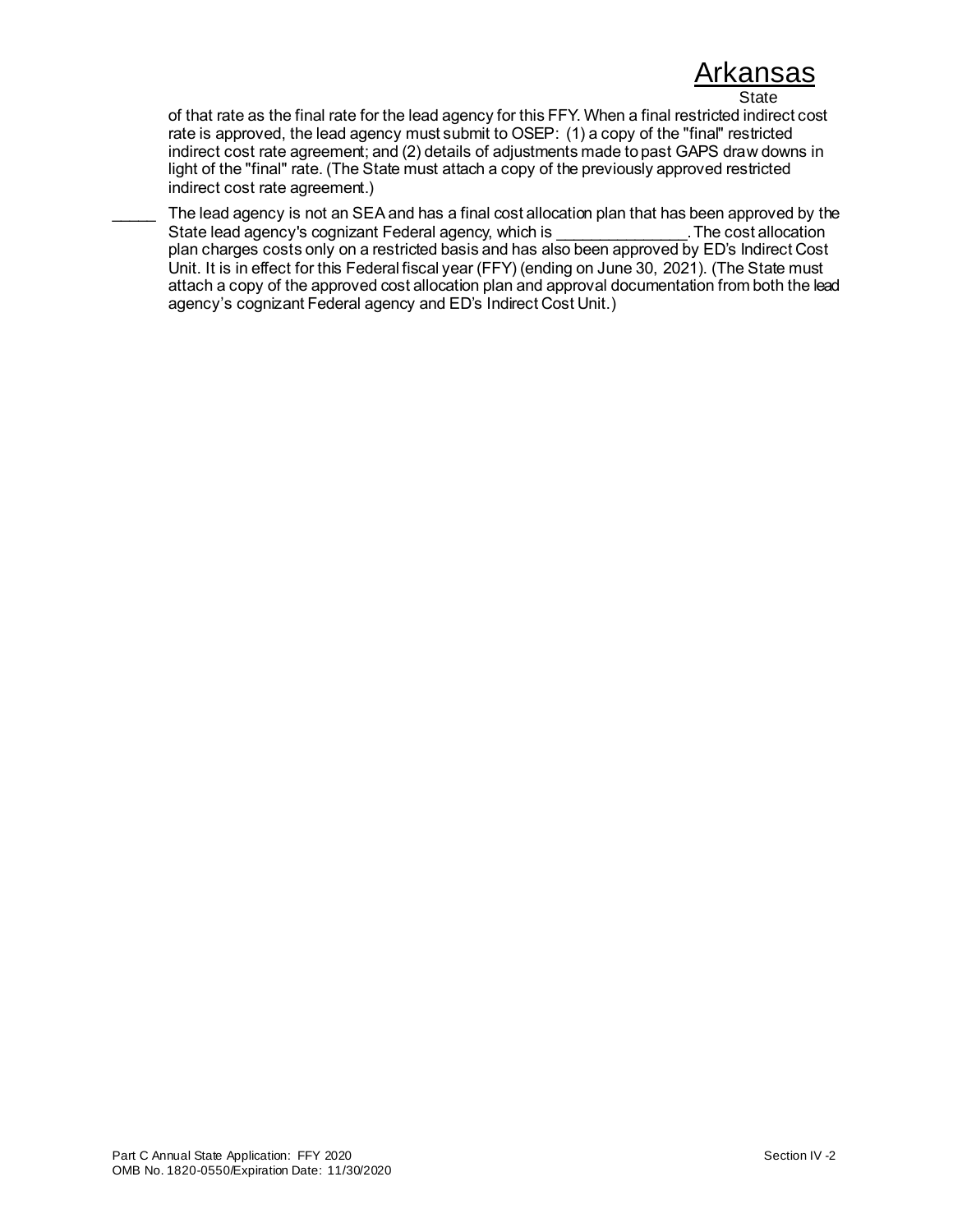Arkansas
State

of that rate as the final rate for the lead agency for this FFY. When a final restricted indirect cost rate is approved, the lead agency must submit to OSEP: (1) a copy of the "final" restricted indirect cost rate agreement; and (2) details of adjustments made to past GAPS draw downs in light of the "final" rate. (The State must attach a copy of the previously approved restricted indirect cost rate agreement.)

_____ The lead agency is not an SEA and has a final cost allocation plan that has been approved by the State lead agency's cognizant Federal agency, which is _______________. The cost allocation plan charges costs only on a restricted basis and has also been approved by ED's Indirect Cost Unit. It is in effect for this Federal fiscal year (FFY) (ending on June 30, 2021). (The State must attach a copy of the approved cost allocation plan and approval documentation from both the lead agency's cognizant Federal agency and ED's Indirect Cost Unit.)